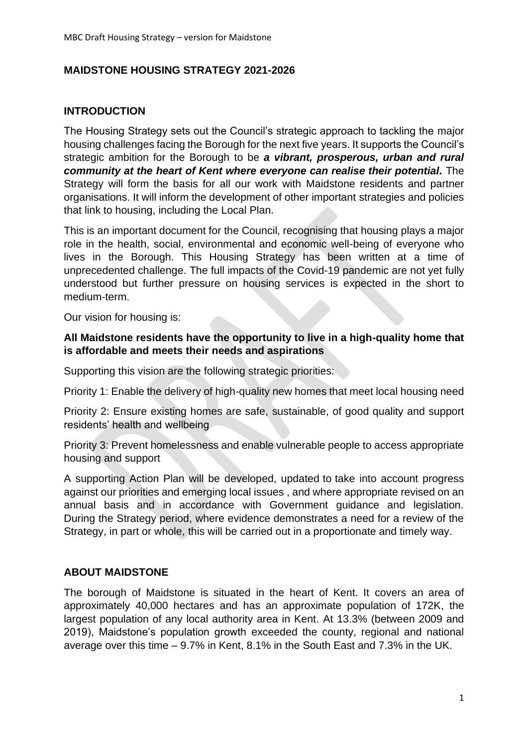# MAIDSTONE HOUSING STRATEGY 2021-2026

## INTRODUCTION

The Housing Strategy sets out the Council's strategic approach to tackling the major housing challenges facing the Borough for the next five years. It supports the Council's strategic ambition for the Borough to be ***a vibrant, prosperous, urban and rural community at the heart of Kent where everyone can realise their potential.*** The Strategy will form the basis for all our work with Maidstone residents and partner organisations. It will inform the development of other important strategies and policies that link to housing, including the Local Plan.

This is an important document for the Council, recognising that housing plays a major role in the health, social, environmental and economic well-being of everyone who lives in the Borough. This Housing Strategy has been written at a time of unprecedented challenge. The full impacts of the Covid-19 pandemic are not yet fully understood but further pressure on housing services is expected in the short to medium-term.

Our vision for housing is:

**All Maidstone residents have the opportunity to live in a high-quality home that is affordable and meets their needs and aspirations**

Supporting this vision are the following strategic priorities:

Priority 1: Enable the delivery of high-quality new homes that meet local housing need

Priority 2: Ensure existing homes are safe, sustainable, of good quality and support residents' health and wellbeing

Priority 3: Prevent homelessness and enable vulnerable people to access appropriate housing and support

A supporting Action Plan will be developed, updated to take into account progress against our priorities and emerging local issues , and where appropriate revised on an annual basis and in accordance with Government guidance and legislation. During the Strategy period, where evidence demonstrates a need for a review of the Strategy, in part or whole, this will be carried out in a proportionate and timely way.

## ABOUT MAIDSTONE

The borough of Maidstone is situated in the heart of Kent. It covers an area of approximately 40,000 hectares and has an approximate population of 172K, the largest population of any local authority area in Kent. At 13.3% (between 2009 and 2019), Maidstone's population growth exceeded the county, regional and national average over this time – 9.7% in Kent, 8.1% in the South East and 7.3% in the UK.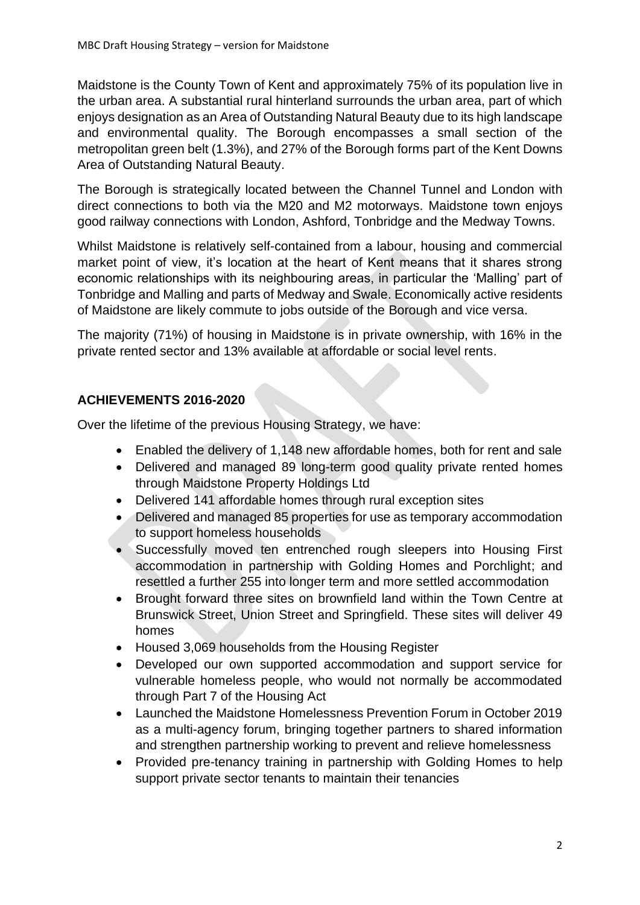Maidstone is the County Town of Kent and approximately 75% of its population live in the urban area. A substantial rural hinterland surrounds the urban area, part of which enjoys designation as an Area of Outstanding Natural Beauty due to its high landscape and environmental quality. The Borough encompasses a small section of the metropolitan green belt (1.3%), and 27% of the Borough forms part of the Kent Downs Area of Outstanding Natural Beauty.

The Borough is strategically located between the Channel Tunnel and London with direct connections to both via the M20 and M2 motorways. Maidstone town enjoys good railway connections with London, Ashford, Tonbridge and the Medway Towns.

Whilst Maidstone is relatively self-contained from a labour, housing and commercial market point of view, it's location at the heart of Kent means that it shares strong economic relationships with its neighbouring areas, in particular the 'Malling' part of Tonbridge and Malling and parts of Medway and Swale. Economically active residents of Maidstone are likely commute to jobs outside of the Borough and vice versa.

The majority (71%) of housing in Maidstone is in private ownership, with 16% in the private rented sector and 13% available at affordable or social level rents.

## ACHIEVEMENTS 2016-2020

Over the lifetime of the previous Housing Strategy, we have:

- Enabled the delivery of 1,148 new affordable homes, both for rent and sale
- Delivered and managed 89 long-term good quality private rented homes through Maidstone Property Holdings Ltd
- Delivered 141 affordable homes through rural exception sites
- Delivered and managed 85 properties for use as temporary accommodation to support homeless households
- Successfully moved ten entrenched rough sleepers into Housing First accommodation in partnership with Golding Homes and Porchlight; and resettled a further 255 into longer term and more settled accommodation
- Brought forward three sites on brownfield land within the Town Centre at Brunswick Street, Union Street and Springfield. These sites will deliver 49 homes
- Housed 3,069 households from the Housing Register
- Developed our own supported accommodation and support service for vulnerable homeless people, who would not normally be accommodated through Part 7 of the Housing Act
- Launched the Maidstone Homelessness Prevention Forum in October 2019 as a multi-agency forum, bringing together partners to shared information and strengthen partnership working to prevent and relieve homelessness
- Provided pre-tenancy training in partnership with Golding Homes to help support private sector tenants to maintain their tenancies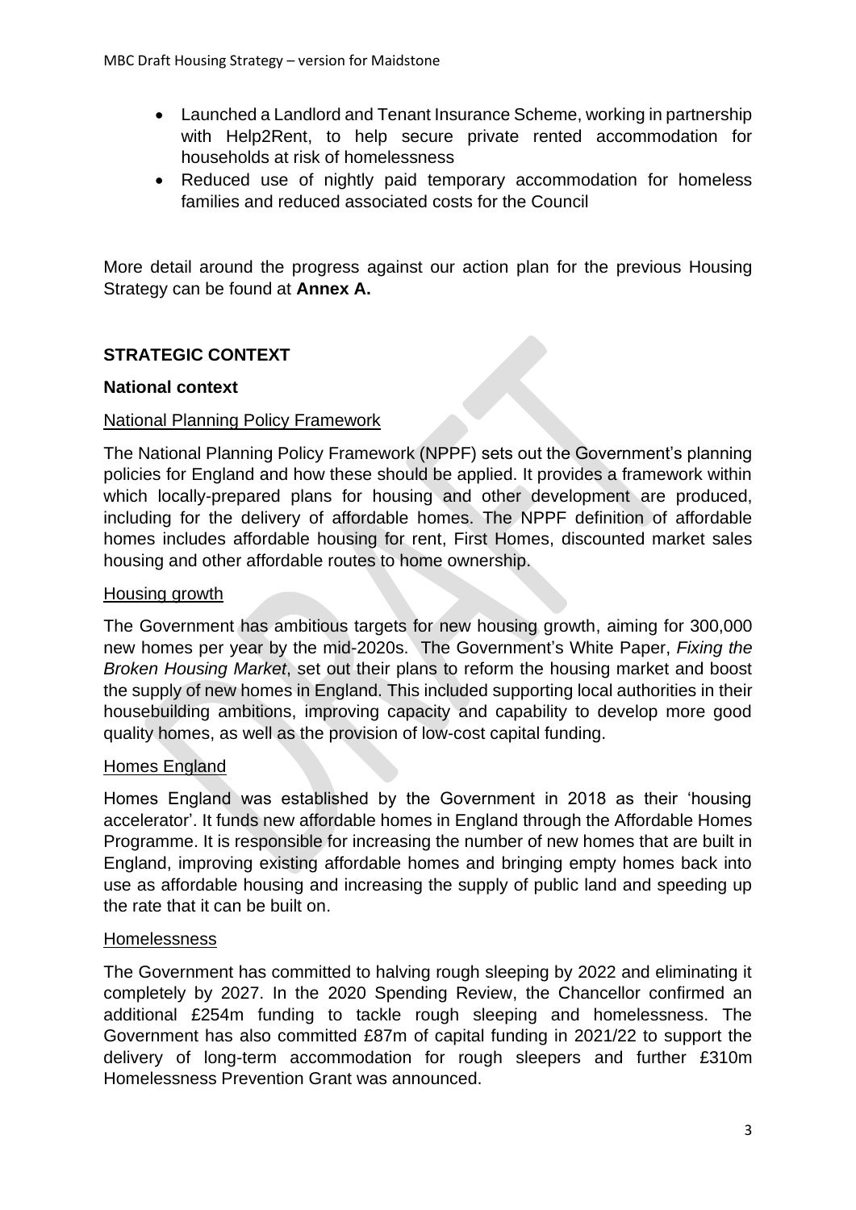- Launched a Landlord and Tenant Insurance Scheme, working in partnership with Help2Rent, to help secure private rented accommodation for households at risk of homelessness
- Reduced use of nightly paid temporary accommodation for homeless families and reduced associated costs for the Council

More detail around the progress against our action plan for the previous Housing Strategy can be found at **Annex A.**

## STRATEGIC CONTEXT

### National context

#### National Planning Policy Framework

The National Planning Policy Framework (NPPF) sets out the Government's planning policies for England and how these should be applied. It provides a framework within which locally-prepared plans for housing and other development are produced, including for the delivery of affordable homes. The NPPF definition of affordable homes includes affordable housing for rent, First Homes, discounted market sales housing and other affordable routes to home ownership.

#### Housing growth

The Government has ambitious targets for new housing growth, aiming for 300,000 new homes per year by the mid-2020s. The Government's White Paper, *Fixing the Broken Housing Market*, set out their plans to reform the housing market and boost the supply of new homes in England. This included supporting local authorities in their housebuilding ambitions, improving capacity and capability to develop more good quality homes, as well as the provision of low-cost capital funding.

#### Homes England

Homes England was established by the Government in 2018 as their 'housing accelerator'. It funds new affordable homes in England through the Affordable Homes Programme. It is responsible for increasing the number of new homes that are built in England, improving existing affordable homes and bringing empty homes back into use as affordable housing and increasing the supply of public land and speeding up the rate that it can be built on.

#### Homelessness

The Government has committed to halving rough sleeping by 2022 and eliminating it completely by 2027. In the 2020 Spending Review, the Chancellor confirmed an additional £254m funding to tackle rough sleeping and homelessness. The Government has also committed £87m of capital funding in 2021/22 to support the delivery of long-term accommodation for rough sleepers and further £310m Homelessness Prevention Grant was announced.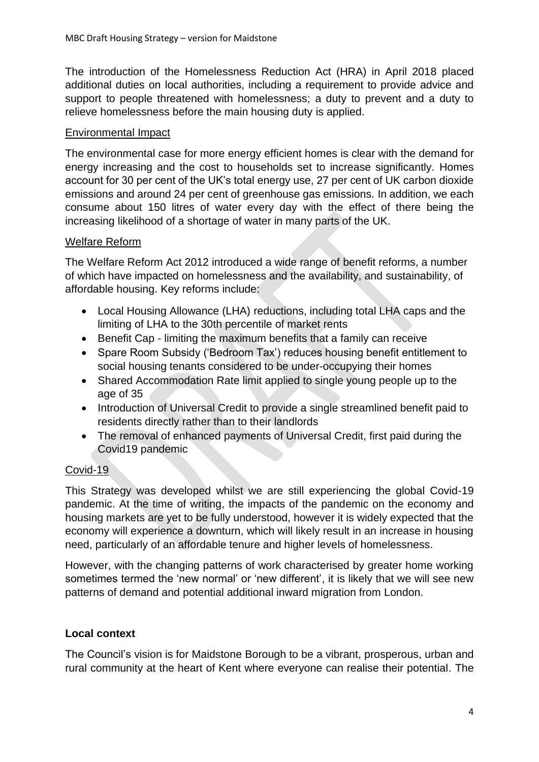The introduction of the Homelessness Reduction Act (HRA) in April 2018 placed additional duties on local authorities, including a requirement to provide advice and support to people threatened with homelessness; a duty to prevent and a duty to relieve homelessness before the main housing duty is applied.

### Environmental Impact

The environmental case for more energy efficient homes is clear with the demand for energy increasing and the cost to households set to increase significantly. Homes account for 30 per cent of the UK's total energy use, 27 per cent of UK carbon dioxide emissions and around 24 per cent of greenhouse gas emissions. In addition, we each consume about 150 litres of water every day with the effect of there being the increasing likelihood of a shortage of water in many parts of the UK.

### Welfare Reform

The Welfare Reform Act 2012 introduced a wide range of benefit reforms, a number of which have impacted on homelessness and the availability, and sustainability, of affordable housing. Key reforms include:

- Local Housing Allowance (LHA) reductions, including total LHA caps and the limiting of LHA to the 30th percentile of market rents
- Benefit Cap - limiting the maximum benefits that a family can receive
- Spare Room Subsidy ('Bedroom Tax') reduces housing benefit entitlement to social housing tenants considered to be under-occupying their homes
- Shared Accommodation Rate limit applied to single young people up to the age of 35
- Introduction of Universal Credit to provide a single streamlined benefit paid to residents directly rather than to their landlords
- The removal of enhanced payments of Universal Credit, first paid during the Covid19 pandemic

### Covid-19

This Strategy was developed whilst we are still experiencing the global Covid-19 pandemic. At the time of writing, the impacts of the pandemic on the economy and housing markets are yet to be fully understood, however it is widely expected that the economy will experience a downturn, which will likely result in an increase in housing need, particularly of an affordable tenure and higher levels of homelessness.

However, with the changing patterns of work characterised by greater home working sometimes termed the 'new normal' or 'new different', it is likely that we will see new patterns of demand and potential additional inward migration from London.

## Local context

The Council's vision is for Maidstone Borough to be a vibrant, prosperous, urban and rural community at the heart of Kent where everyone can realise their potential. The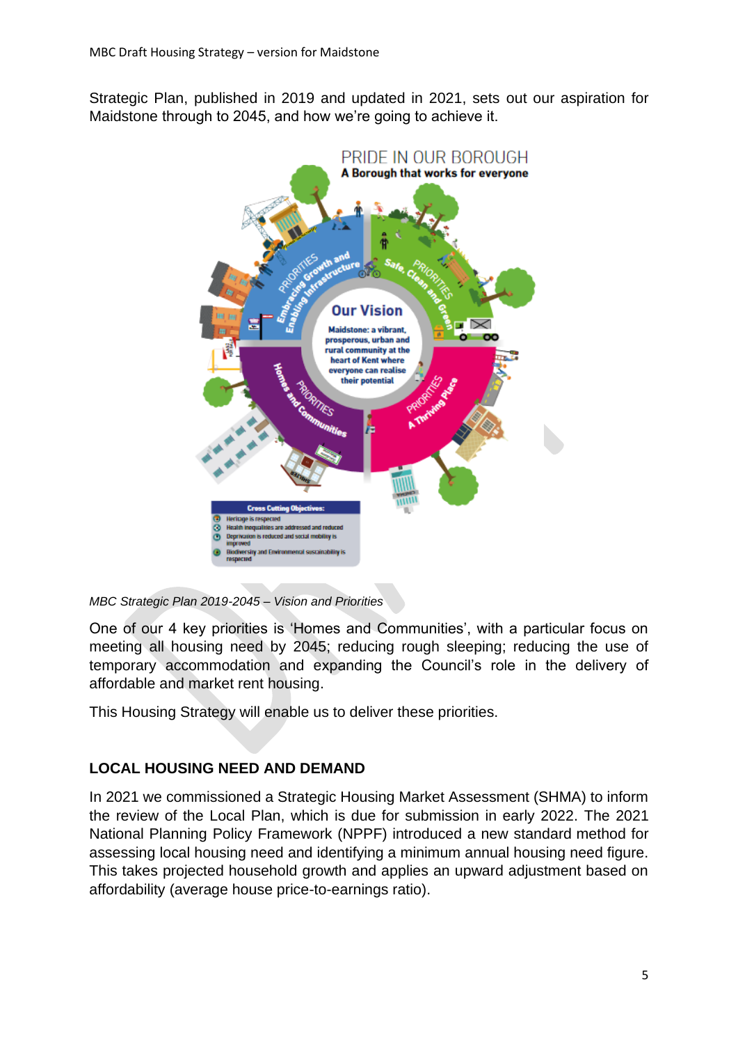Strategic Plan, published in 2019 and updated in 2021, sets out our aspiration for Maidstone through to 2045, and how we're going to achieve it.

*MBC Strategic Plan 2019-2045 – Vision and Priorities*

One of our 4 key priorities is 'Homes and Communities', with a particular focus on meeting all housing need by 2045; reducing rough sleeping; reducing the use of temporary accommodation and expanding the Council's role in the delivery of affordable and market rent housing.

This Housing Strategy will enable us to deliver these priorities.

## LOCAL HOUSING NEED AND DEMAND

In 2021 we commissioned a Strategic Housing Market Assessment (SHMA) to inform the review of the Local Plan, which is due for submission in early 2022. The 2021 National Planning Policy Framework (NPPF) introduced a new standard method for assessing local housing need and identifying a minimum annual housing need figure. This takes projected household growth and applies an upward adjustment based on affordability (average house price-to-earnings ratio).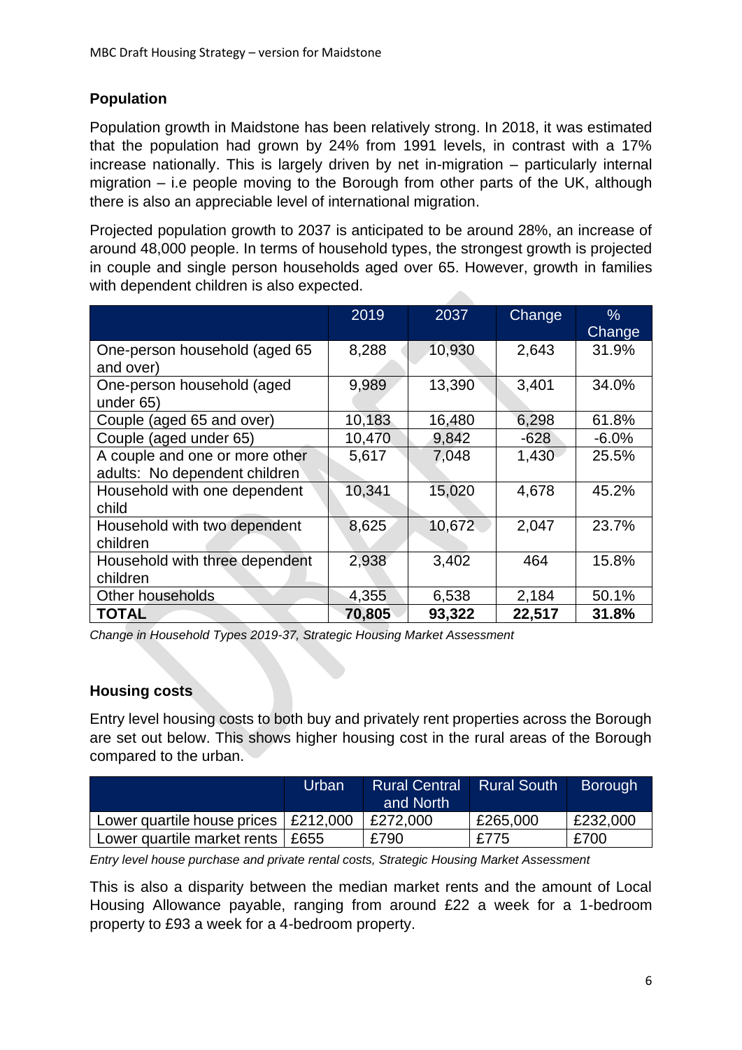## Population

Population growth in Maidstone has been relatively strong. In 2018, it was estimated that the population had grown by 24% from 1991 levels, in contrast with a 17% increase nationally. This is largely driven by net in-migration – particularly internal migration – i.e people moving to the Borough from other parts of the UK, although there is also an appreciable level of international migration.

Projected population growth to 2037 is anticipated to be around 28%, an increase of around 48,000 people. In terms of household types, the strongest growth is projected in couple and single person households aged over 65. However, growth in families with dependent children is also expected.

| | 2019 | 2037 | Change | % Change |
|---|---|---|---|---|
| One-person household (aged 65 and over) | 8,288 | 10,930 | 2,643 | 31.9% |
| One-person household (aged under 65) | 9,989 | 13,390 | 3,401 | 34.0% |
| Couple (aged 65 and over) | 10,183 | 16,480 | 6,298 | 61.8% |
| Couple (aged under 65) | 10,470 | 9,842 | -628 | -6.0% |
| A couple and one or more other adults: No dependent children | 5,617 | 7,048 | 1,430 | 25.5% |
| Household with one dependent child | 10,341 | 15,020 | 4,678 | 45.2% |
| Household with two dependent children | 8,625 | 10,672 | 2,047 | 23.7% |
| Household with three dependent children | 2,938 | 3,402 | 464 | 15.8% |
| Other households | 4,355 | 6,538 | 2,184 | 50.1% |
| **TOTAL** | **70,805** | **93,322** | **22,517** | **31.8%** |

*Change in Household Types 2019-37, Strategic Housing Market Assessment*

## Housing costs

Entry level housing costs to both buy and privately rent properties across the Borough are set out below. This shows higher housing cost in the rural areas of the Borough compared to the urban.

| | Urban | Rural Central and North | Rural South | Borough |
|---|---|---|---|---|
| Lower quartile house prices | £212,000 | £272,000 | £265,000 | £232,000 |
| Lower quartile market rents | £655 | £790 | £775 | £700 |

*Entry level house purchase and private rental costs, Strategic Housing Market Assessment*

This is also a disparity between the median market rents and the amount of Local Housing Allowance payable, ranging from around £22 a week for a 1-bedroom property to £93 a week for a 4-bedroom property.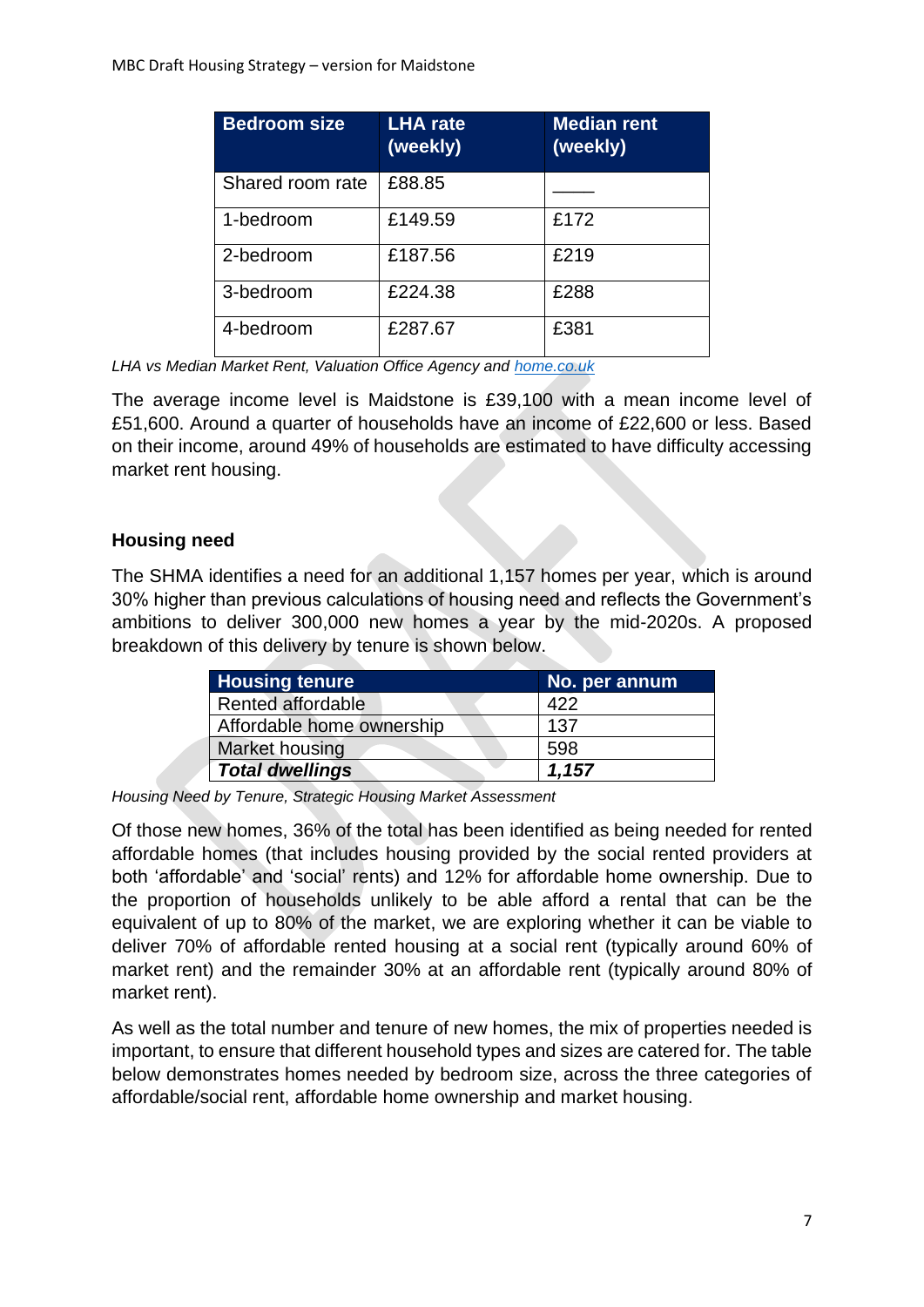| Bedroom size | LHA rate (weekly) | Median rent (weekly) |
|---|---|---|
| Shared room rate | £88.85 | ____ |
| 1-bedroom | £149.59 | £172 |
| 2-bedroom | £187.56 | £219 |
| 3-bedroom | £224.38 | £288 |
| 4-bedroom | £287.67 | £381 |

*LHA vs Median Market Rent, Valuation Office Agency and [home.co.uk](home.co.uk)*

The average income level is Maidstone is £39,100 with a mean income level of £51,600. Around a quarter of households have an income of £22,600 or less. Based on their income, around 49% of households are estimated to have difficulty accessing market rent housing.

**Housing need**

The SHMA identifies a need for an additional 1,157 homes per year, which is around 30% higher than previous calculations of housing need and reflects the Government's ambitions to deliver 300,000 new homes a year by the mid-2020s. A proposed breakdown of this delivery by tenure is shown below.

| Housing tenure | No. per annum |
|---|---|
| Rented affordable | 422 |
| Affordable home ownership | 137 |
| Market housing | 598 |
| ***Total dwellings*** | ***1,157*** |

*Housing Need by Tenure, Strategic Housing Market Assessment*

Of those new homes, 36% of the total has been identified as being needed for rented affordable homes (that includes housing provided by the social rented providers at both 'affordable' and 'social' rents) and 12% for affordable home ownership. Due to the proportion of households unlikely to be able afford a rental that can be the equivalent of up to 80% of the market, we are exploring whether it can be viable to deliver 70% of affordable rented housing at a social rent (typically around 60% of market rent) and the remainder 30% at an affordable rent (typically around 80% of market rent).

As well as the total number and tenure of new homes, the mix of properties needed is important, to ensure that different household types and sizes are catered for. The table below demonstrates homes needed by bedroom size, across the three categories of affordable/social rent, affordable home ownership and market housing.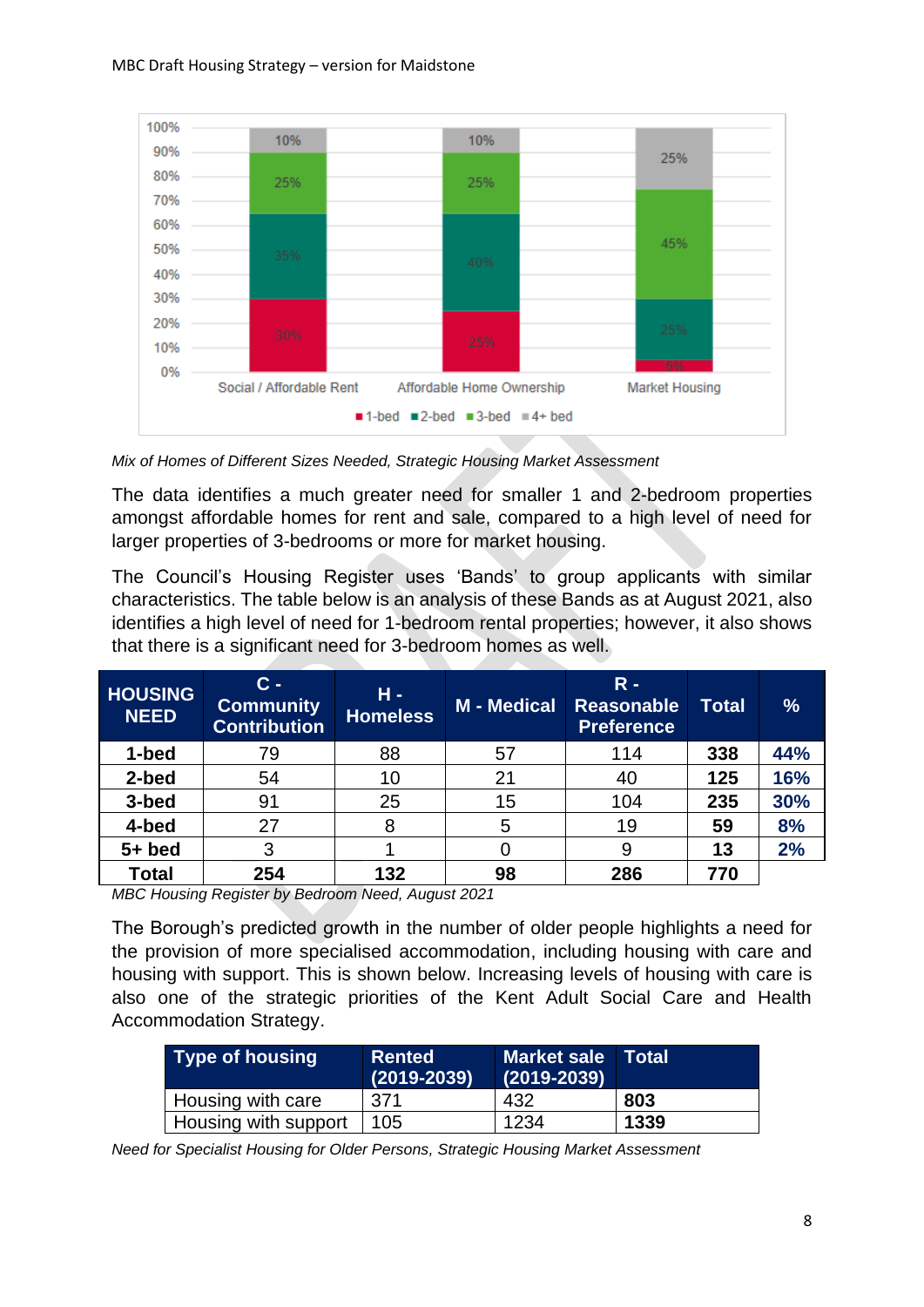Mix of Homes of Different Sizes Needed, Strategic Housing Market Assessment

The data identifies a much greater need for smaller 1 and 2-bedroom properties amongst affordable homes for rent and sale, compared to a high level of need for larger properties of 3-bedrooms or more for market housing.

The Council's Housing Register uses 'Bands' to group applicants with similar characteristics. The table below is an analysis of these Bands as at August 2021, also identifies a high level of need for 1-bedroom rental properties; however, it also shows that there is a significant need for 3-bedroom homes as well.

| HOUSING NEED | C - Community Contribution | H - Homeless | M - Medical | R - Reasonable Preference | Total | % |
|---|---|---|---|---|---|---|
| **1-bed** | 79 | 88 | 57 | 114 | **338** | **44%** |
| **2-bed** | 54 | 10 | 21 | 40 | **125** | **16%** |
| **3-bed** | 91 | 25 | 15 | 104 | **235** | **30%** |
| **4-bed** | 27 | 8 | 5 | 19 | **59** | **8%** |
| **5+ bed** | 3 | 1 | 0 | 9 | **13** | **2%** |
| **Total** | **254** | **132** | **98** | **286** | **770** | |

*MBC Housing Register by Bedroom Need, August 2021*

The Borough's predicted growth in the number of older people highlights a need for the provision of more specialised accommodation, including housing with care and housing with support. This is shown below. Increasing levels of housing with care is also one of the strategic priorities of the Kent Adult Social Care and Health Accommodation Strategy.

| Type of housing | Rented (2019-2039) | Market sale (2019-2039) | Total |
|---|---|---|---|
| Housing with care | 371 | 432 | **803** |
| Housing with support | 105 | 1234 | **1339** |

*Need for Specialist Housing for Older Persons, Strategic Housing Market Assessment*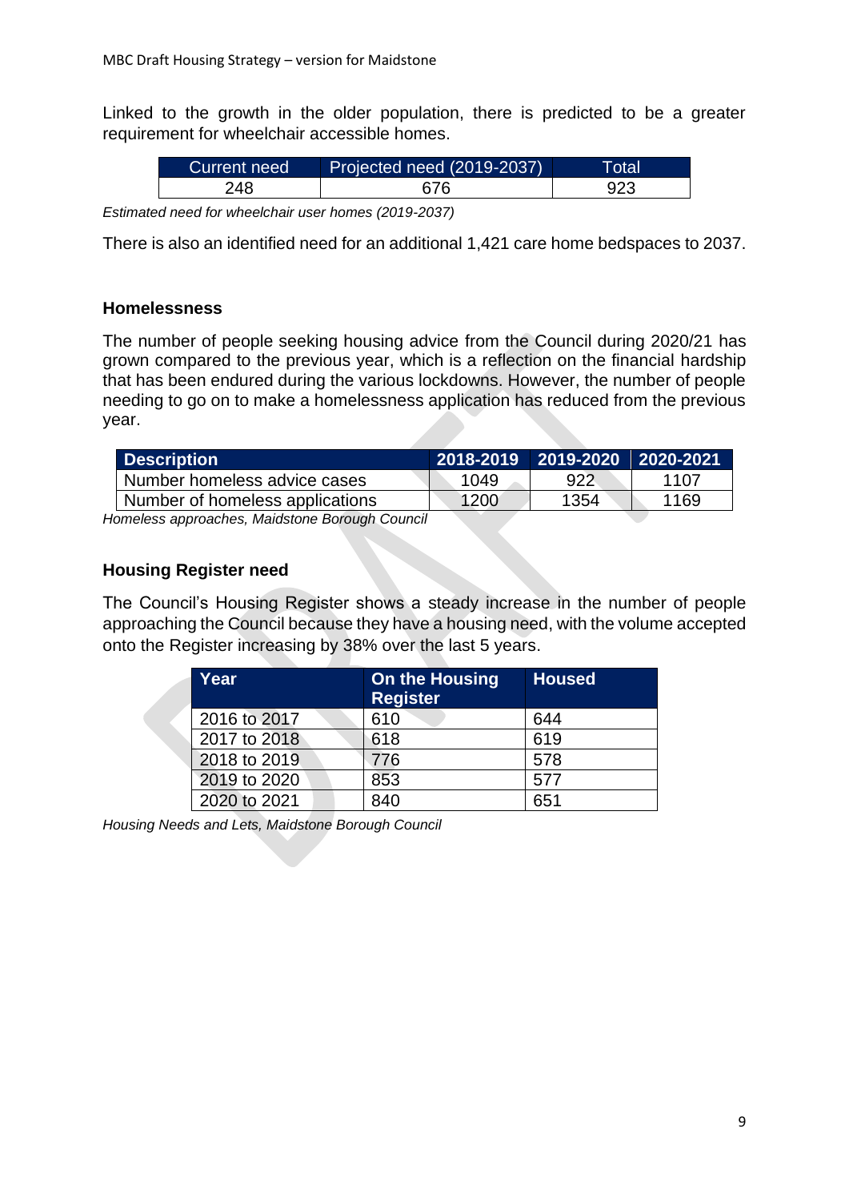Linked to the growth in the older population, there is predicted to be a greater requirement for wheelchair accessible homes.

| Current need | Projected need (2019-2037) | Total |
| --- | --- | --- |
| 248 | 676 | 923 |

*Estimated need for wheelchair user homes (2019-2037)*

There is also an identified need for an additional 1,421 care home bedspaces to 2037.

### Homelessness

The number of people seeking housing advice from the Council during 2020/21 has grown compared to the previous year, which is a reflection on the financial hardship that has been endured during the various lockdowns. However, the number of people needing to go on to make a homelessness application has reduced from the previous year.

| Description | 2018-2019 | 2019-2020 | 2020-2021 |
| --- | --- | --- | --- |
| Number homeless advice cases | 1049 | 922 | 1107 |
| Number of homeless applications | 1200 | 1354 | 1169 |

*Homeless approaches, Maidstone Borough Council*

### Housing Register need

The Council's Housing Register shows a steady increase in the number of people approaching the Council because they have a housing need, with the volume accepted onto the Register increasing by 38% over the last 5 years.

| Year | On the Housing Register | Housed |
| --- | --- | --- |
| 2016 to 2017 | 610 | 644 |
| 2017 to 2018 | 618 | 619 |
| 2018 to 2019 | 776 | 578 |
| 2019 to 2020 | 853 | 577 |
| 2020 to 2021 | 840 | 651 |

*Housing Needs and Lets, Maidstone Borough Council*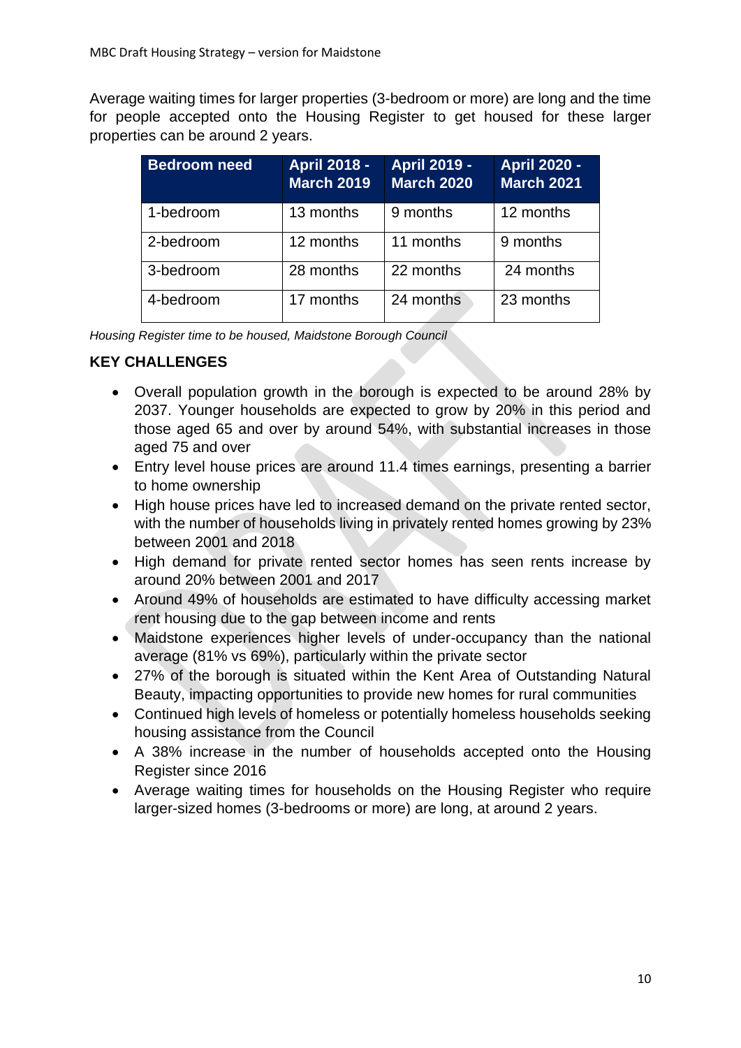Average waiting times for larger properties (3-bedroom or more) are long and the time for people accepted onto the Housing Register to get housed for these larger properties can be around 2 years.

| Bedroom need | April 2018 - March 2019 | April 2019 - March 2020 | April 2020 - March 2021 |
| --- | --- | --- | --- |
| 1-bedroom | 13 months | 9 months | 12 months |
| 2-bedroom | 12 months | 11 months | 9 months |
| 3-bedroom | 28 months | 22 months | 24 months |
| 4-bedroom | 17 months | 24 months | 23 months |

*Housing Register time to be housed, Maidstone Borough Council*

**KEY CHALLENGES**

- Overall population growth in the borough is expected to be around 28% by 2037. Younger households are expected to grow by 20% in this period and those aged 65 and over by around 54%, with substantial increases in those aged 75 and over
- Entry level house prices are around 11.4 times earnings, presenting a barrier to home ownership
- High house prices have led to increased demand on the private rented sector, with the number of households living in privately rented homes growing by 23% between 2001 and 2018
- High demand for private rented sector homes has seen rents increase by around 20% between 2001 and 2017
- Around 49% of households are estimated to have difficulty accessing market rent housing due to the gap between income and rents
- Maidstone experiences higher levels of under-occupancy than the national average (81% vs 69%), particularly within the private sector
- 27% of the borough is situated within the Kent Area of Outstanding Natural Beauty, impacting opportunities to provide new homes for rural communities
- Continued high levels of homeless or potentially homeless households seeking housing assistance from the Council
- A 38% increase in the number of households accepted onto the Housing Register since 2016
- Average waiting times for households on the Housing Register who require larger-sized homes (3-bedrooms or more) are long, at around 2 years.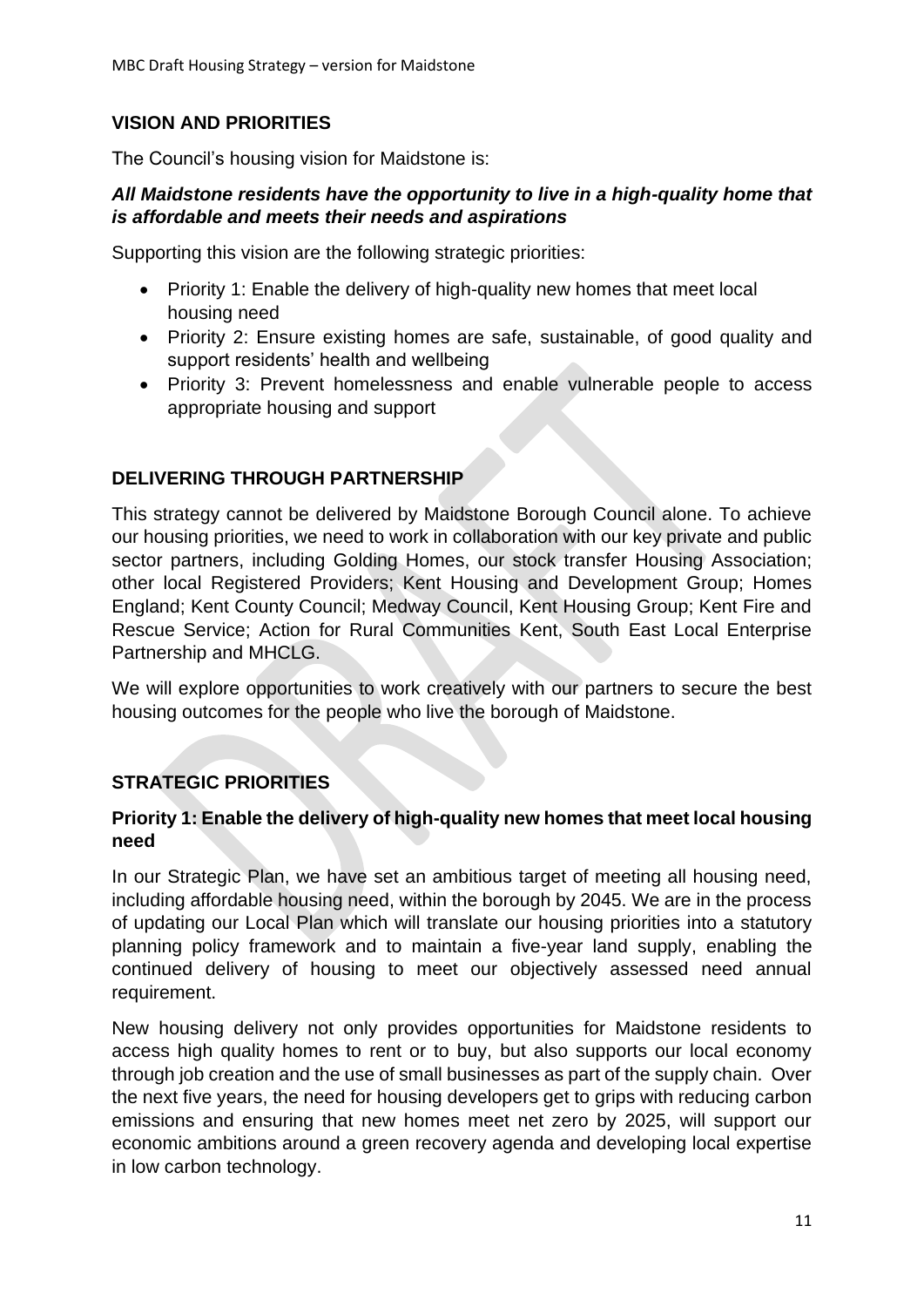## VISION AND PRIORITIES

The Council's housing vision for Maidstone is:

***All Maidstone residents have the opportunity to live in a high-quality home that is affordable and meets their needs and aspirations***

Supporting this vision are the following strategic priorities:

- Priority 1: Enable the delivery of high-quality new homes that meet local housing need
- Priority 2: Ensure existing homes are safe, sustainable, of good quality and support residents' health and wellbeing
- Priority 3: Prevent homelessness and enable vulnerable people to access appropriate housing and support

## DELIVERING THROUGH PARTNERSHIP

This strategy cannot be delivered by Maidstone Borough Council alone. To achieve our housing priorities, we need to work in collaboration with our key private and public sector partners, including Golding Homes, our stock transfer Housing Association; other local Registered Providers; Kent Housing and Development Group; Homes England; Kent County Council; Medway Council, Kent Housing Group; Kent Fire and Rescue Service; Action for Rural Communities Kent, South East Local Enterprise Partnership and MHCLG.

We will explore opportunities to work creatively with our partners to secure the best housing outcomes for the people who live the borough of Maidstone.

## STRATEGIC PRIORITIES

### Priority 1: Enable the delivery of high-quality new homes that meet local housing need

In our Strategic Plan, we have set an ambitious target of meeting all housing need, including affordable housing need, within the borough by 2045. We are in the process of updating our Local Plan which will translate our housing priorities into a statutory planning policy framework and to maintain a five-year land supply, enabling the continued delivery of housing to meet our objectively assessed need annual requirement.

New housing delivery not only provides opportunities for Maidstone residents to access high quality homes to rent or to buy, but also supports our local economy through job creation and the use of small businesses as part of the supply chain. Over the next five years, the need for housing developers get to grips with reducing carbon emissions and ensuring that new homes meet net zero by 2025, will support our economic ambitions around a green recovery agenda and developing local expertise in low carbon technology.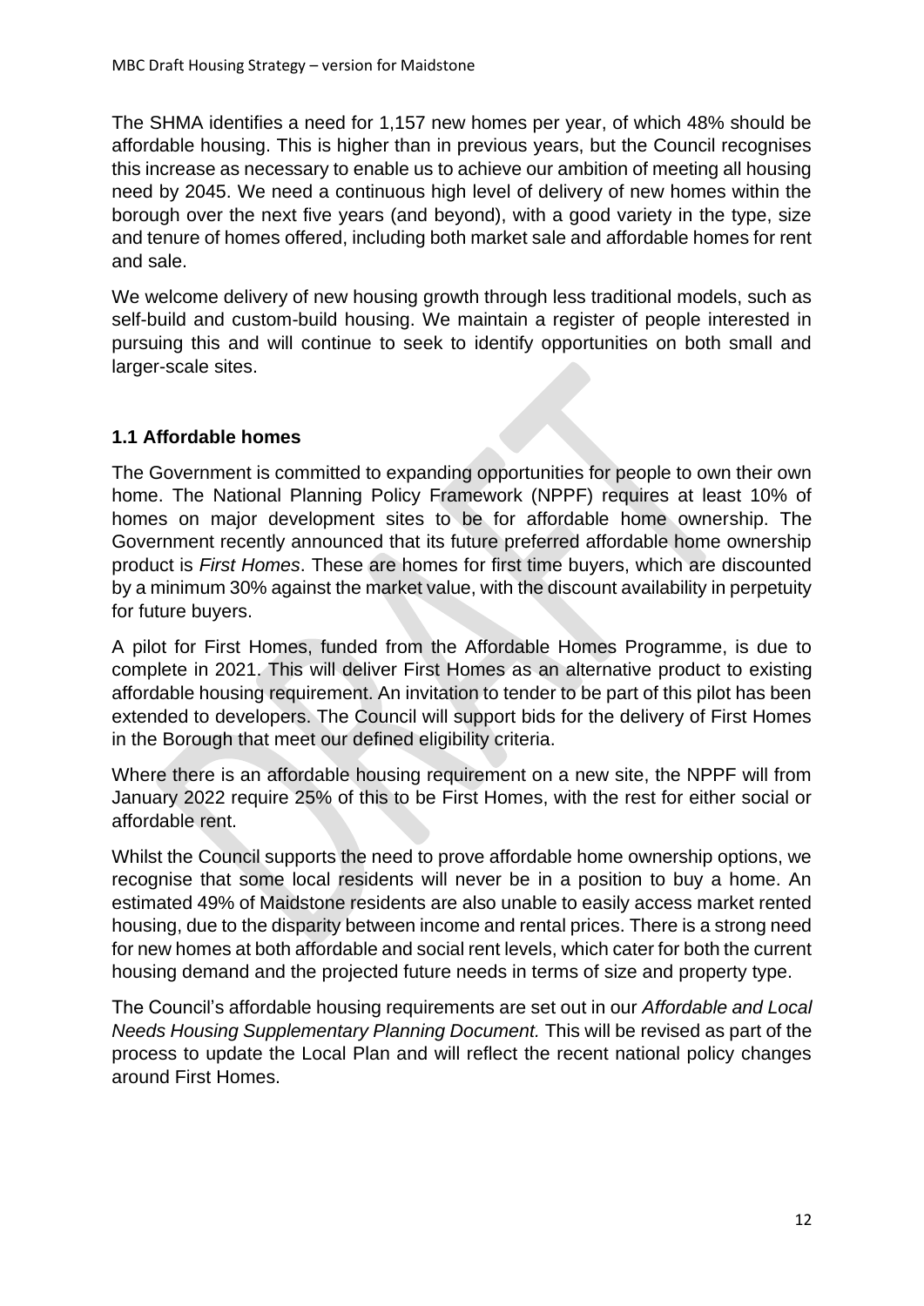The SHMA identifies a need for 1,157 new homes per year, of which 48% should be affordable housing. This is higher than in previous years, but the Council recognises this increase as necessary to enable us to achieve our ambition of meeting all housing need by 2045. We need a continuous high level of delivery of new homes within the borough over the next five years (and beyond), with a good variety in the type, size and tenure of homes offered, including both market sale and affordable homes for rent and sale.

We welcome delivery of new housing growth through less traditional models, such as self-build and custom-build housing. We maintain a register of people interested in pursuing this and will continue to seek to identify opportunities on both small and larger-scale sites.

### 1.1 Affordable homes

The Government is committed to expanding opportunities for people to own their own home. The National Planning Policy Framework (NPPF) requires at least 10% of homes on major development sites to be for affordable home ownership. The Government recently announced that its future preferred affordable home ownership product is *First Homes*. These are homes for first time buyers, which are discounted by a minimum 30% against the market value, with the discount availability in perpetuity for future buyers.

A pilot for First Homes, funded from the Affordable Homes Programme, is due to complete in 2021. This will deliver First Homes as an alternative product to existing affordable housing requirement. An invitation to tender to be part of this pilot has been extended to developers. The Council will support bids for the delivery of First Homes in the Borough that meet our defined eligibility criteria.

Where there is an affordable housing requirement on a new site, the NPPF will from January 2022 require 25% of this to be First Homes, with the rest for either social or affordable rent.

Whilst the Council supports the need to prove affordable home ownership options, we recognise that some local residents will never be in a position to buy a home. An estimated 49% of Maidstone residents are also unable to easily access market rented housing, due to the disparity between income and rental prices. There is a strong need for new homes at both affordable and social rent levels, which cater for both the current housing demand and the projected future needs in terms of size and property type.

The Council's affordable housing requirements are set out in our *Affordable and Local Needs Housing Supplementary Planning Document.* This will be revised as part of the process to update the Local Plan and will reflect the recent national policy changes around First Homes.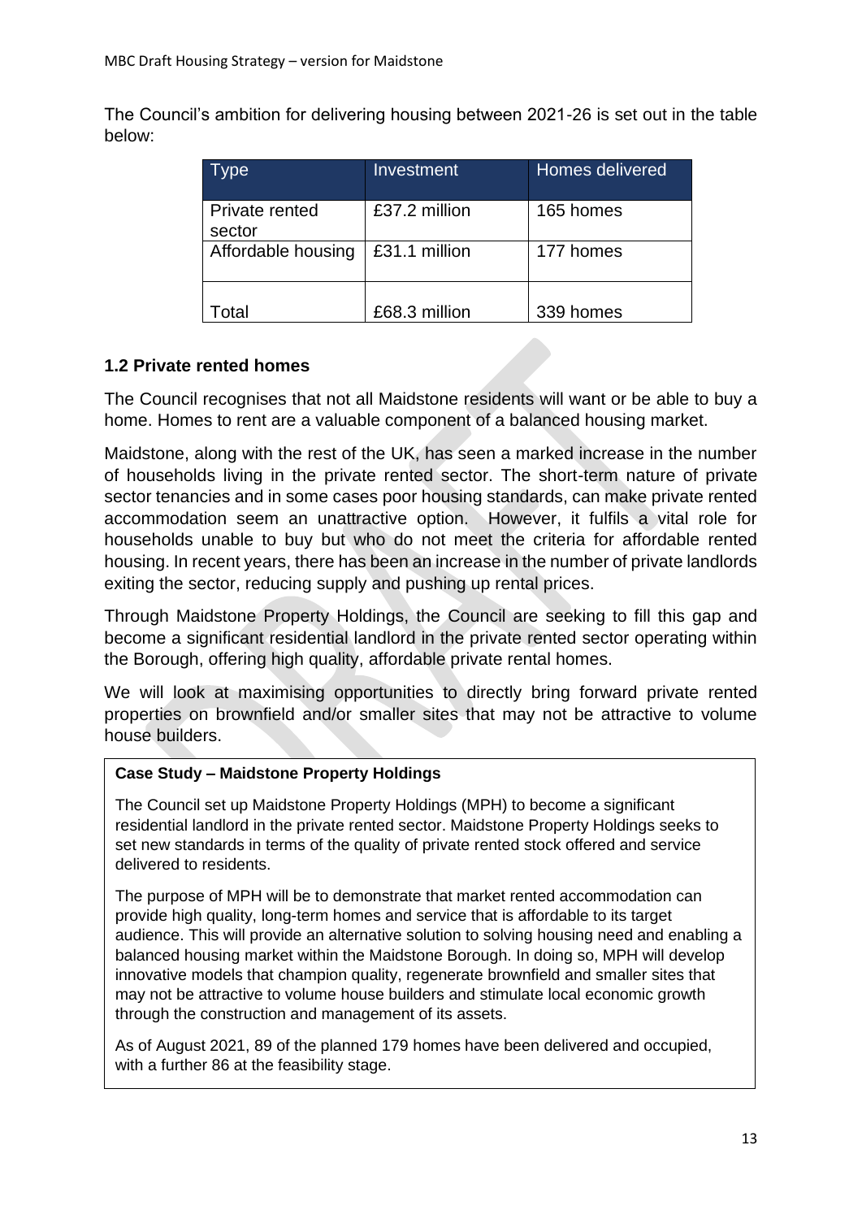The Council's ambition for delivering housing between 2021-26 is set out in the table below:

| Type | Investment | Homes delivered |
| --- | --- | --- |
| Private rented sector | £37.2 million | 165 homes |
| Affordable housing | £31.1 million | 177 homes |
| Total | £68.3 million | 339 homes |

## 1.2 Private rented homes

The Council recognises that not all Maidstone residents will want or be able to buy a home. Homes to rent are a valuable component of a balanced housing market.

Maidstone, along with the rest of the UK, has seen a marked increase in the number of households living in the private rented sector. The short-term nature of private sector tenancies and in some cases poor housing standards, can make private rented accommodation seem an unattractive option. However, it fulfils a vital role for households unable to buy but who do not meet the criteria for affordable rented housing. In recent years, there has been an increase in the number of private landlords exiting the sector, reducing supply and pushing up rental prices.

Through Maidstone Property Holdings, the Council are seeking to fill this gap and become a significant residential landlord in the private rented sector operating within the Borough, offering high quality, affordable private rental homes.

We will look at maximising opportunities to directly bring forward private rented properties on brownfield and/or smaller sites that may not be attractive to volume house builders.

**Case Study – Maidstone Property Holdings**

The Council set up Maidstone Property Holdings (MPH) to become a significant residential landlord in the private rented sector. Maidstone Property Holdings seeks to set new standards in terms of the quality of private rented stock offered and service delivered to residents.

The purpose of MPH will be to demonstrate that market rented accommodation can provide high quality, long-term homes and service that is affordable to its target audience. This will provide an alternative solution to solving housing need and enabling a balanced housing market within the Maidstone Borough. In doing so, MPH will develop innovative models that champion quality, regenerate brownfield and smaller sites that may not be attractive to volume house builders and stimulate local economic growth through the construction and management of its assets.

As of August 2021, 89 of the planned 179 homes have been delivered and occupied, with a further 86 at the feasibility stage.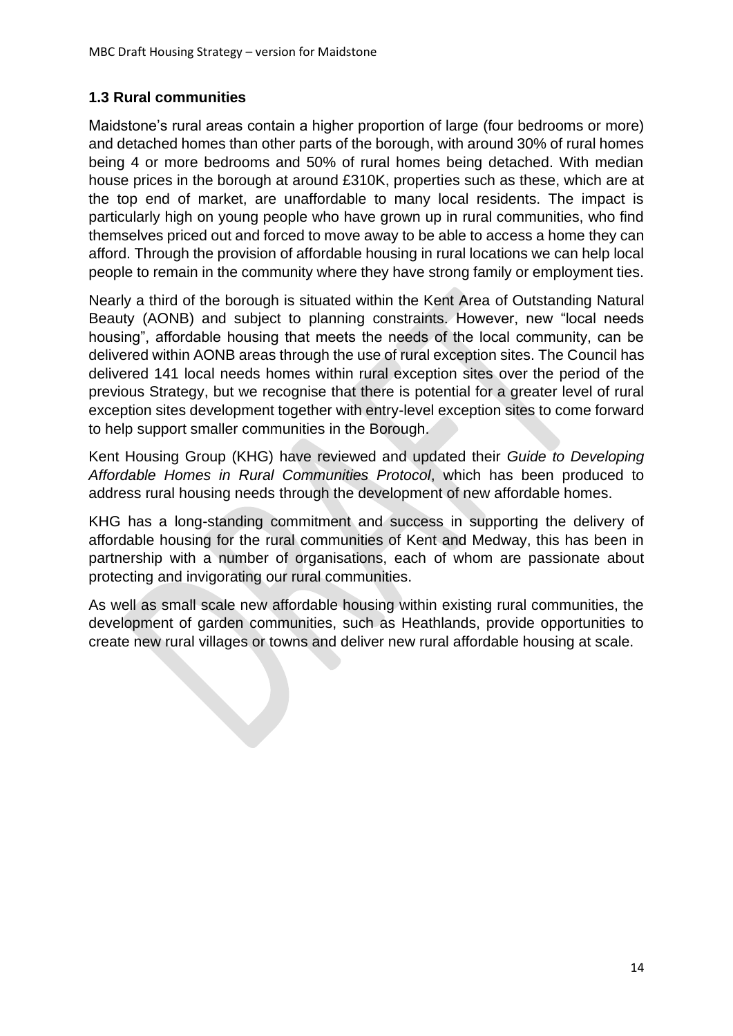### 1.3 Rural communities

Maidstone's rural areas contain a higher proportion of large (four bedrooms or more) and detached homes than other parts of the borough, with around 30% of rural homes being 4 or more bedrooms and 50% of rural homes being detached. With median house prices in the borough at around £310K, properties such as these, which are at the top end of market, are unaffordable to many local residents. The impact is particularly high on young people who have grown up in rural communities, who find themselves priced out and forced to move away to be able to access a home they can afford. Through the provision of affordable housing in rural locations we can help local people to remain in the community where they have strong family or employment ties.

Nearly a third of the borough is situated within the Kent Area of Outstanding Natural Beauty (AONB) and subject to planning constraints. However, new "local needs housing", affordable housing that meets the needs of the local community, can be delivered within AONB areas through the use of rural exception sites. The Council has delivered 141 local needs homes within rural exception sites over the period of the previous Strategy, but we recognise that there is potential for a greater level of rural exception sites development together with entry-level exception sites to come forward to help support smaller communities in the Borough.

Kent Housing Group (KHG) have reviewed and updated their *Guide to Developing Affordable Homes in Rural Communities Protocol*, which has been produced to address rural housing needs through the development of new affordable homes.

KHG has a long-standing commitment and success in supporting the delivery of affordable housing for the rural communities of Kent and Medway, this has been in partnership with a number of organisations, each of whom are passionate about protecting and invigorating our rural communities.

As well as small scale new affordable housing within existing rural communities, the development of garden communities, such as Heathlands, provide opportunities to create new rural villages or towns and deliver new rural affordable housing at scale.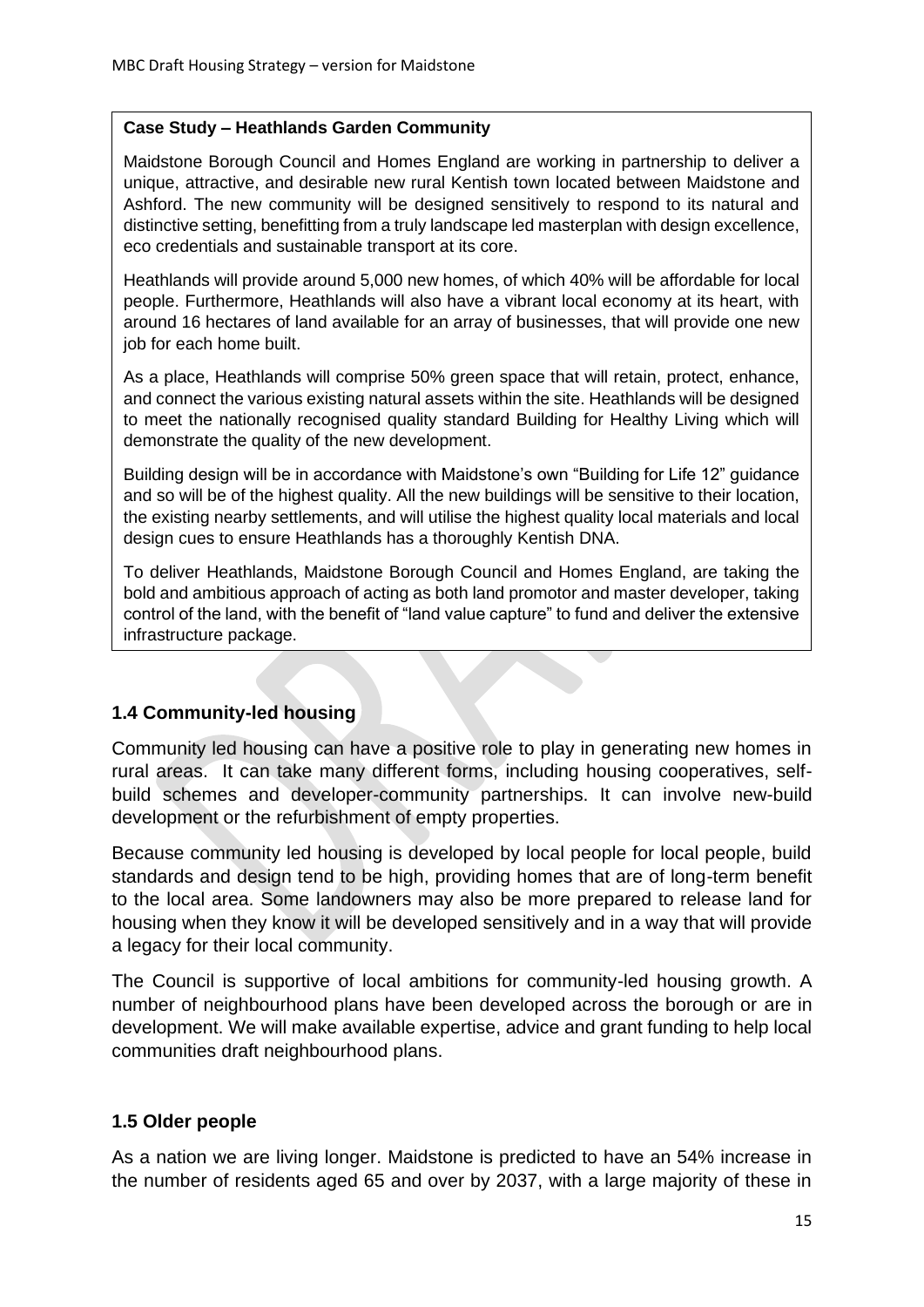**Case Study – Heathlands Garden Community**

Maidstone Borough Council and Homes England are working in partnership to deliver a unique, attractive, and desirable new rural Kentish town located between Maidstone and Ashford. The new community will be designed sensitively to respond to its natural and distinctive setting, benefitting from a truly landscape led masterplan with design excellence, eco credentials and sustainable transport at its core.

Heathlands will provide around 5,000 new homes, of which 40% will be affordable for local people. Furthermore, Heathlands will also have a vibrant local economy at its heart, with around 16 hectares of land available for an array of businesses, that will provide one new job for each home built.

As a place, Heathlands will comprise 50% green space that will retain, protect, enhance, and connect the various existing natural assets within the site. Heathlands will be designed to meet the nationally recognised quality standard Building for Healthy Living which will demonstrate the quality of the new development.

Building design will be in accordance with Maidstone's own "Building for Life 12" guidance and so will be of the highest quality. All the new buildings will be sensitive to their location, the existing nearby settlements, and will utilise the highest quality local materials and local design cues to ensure Heathlands has a thoroughly Kentish DNA.

To deliver Heathlands, Maidstone Borough Council and Homes England, are taking the bold and ambitious approach of acting as both land promotor and master developer, taking control of the land, with the benefit of "land value capture" to fund and deliver the extensive infrastructure package.

### 1.4 Community-led housing

Community led housing can have a positive role to play in generating new homes in rural areas. It can take many different forms, including housing cooperatives, self-build schemes and developer-community partnerships. It can involve new-build development or the refurbishment of empty properties.

Because community led housing is developed by local people for local people, build standards and design tend to be high, providing homes that are of long-term benefit to the local area. Some landowners may also be more prepared to release land for housing when they know it will be developed sensitively and in a way that will provide a legacy for their local community.

The Council is supportive of local ambitions for community-led housing growth. A number of neighbourhood plans have been developed across the borough or are in development. We will make available expertise, advice and grant funding to help local communities draft neighbourhood plans.

### 1.5 Older people

As a nation we are living longer. Maidstone is predicted to have an 54% increase in the number of residents aged 65 and over by 2037, with a large majority of these in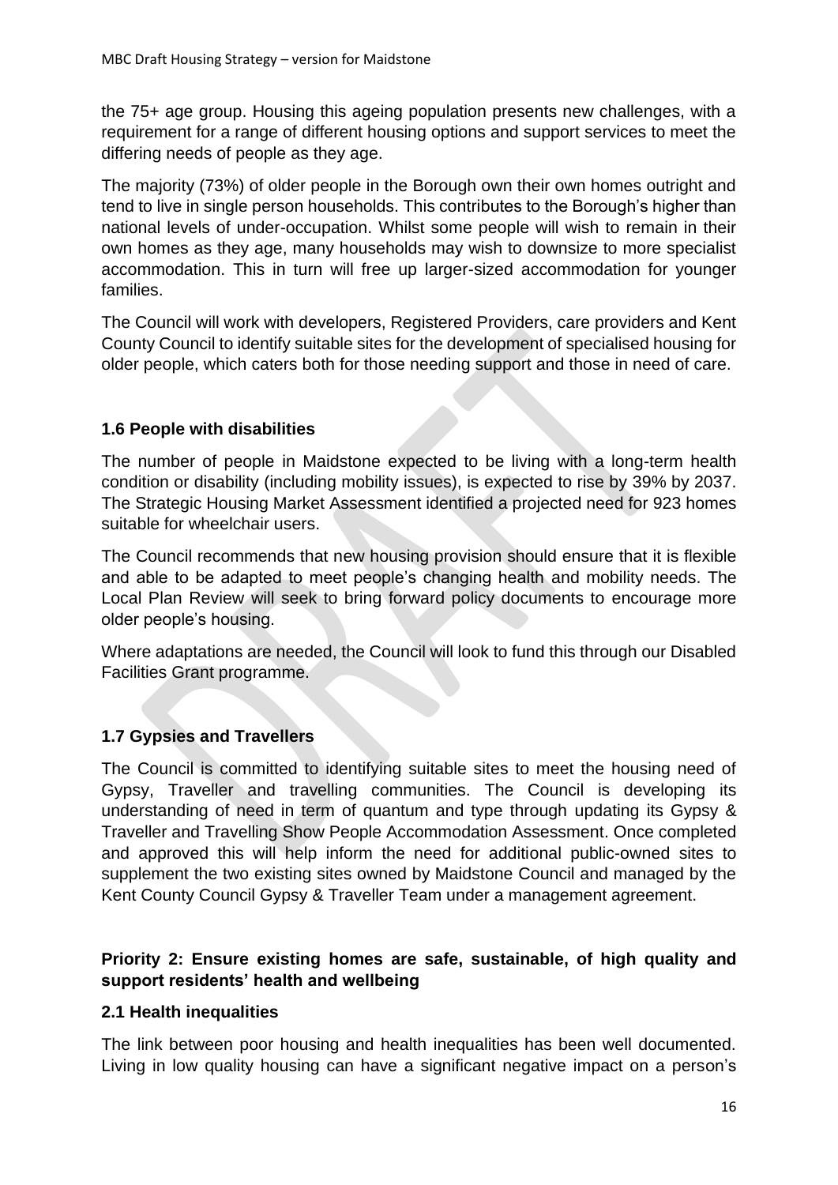the 75+ age group. Housing this ageing population presents new challenges, with a requirement for a range of different housing options and support services to meet the differing needs of people as they age.

The majority (73%) of older people in the Borough own their own homes outright and tend to live in single person households. This contributes to the Borough's higher than national levels of under-occupation. Whilst some people will wish to remain in their own homes as they age, many households may wish to downsize to more specialist accommodation. This in turn will free up larger-sized accommodation for younger families.

The Council will work with developers, Registered Providers, care providers and Kent County Council to identify suitable sites for the development of specialised housing for older people, which caters both for those needing support and those in need of care.

### 1.6 People with disabilities

The number of people in Maidstone expected to be living with a long-term health condition or disability (including mobility issues), is expected to rise by 39% by 2037. The Strategic Housing Market Assessment identified a projected need for 923 homes suitable for wheelchair users.

The Council recommends that new housing provision should ensure that it is flexible and able to be adapted to meet people's changing health and mobility needs. The Local Plan Review will seek to bring forward policy documents to encourage more older people's housing.

Where adaptations are needed, the Council will look to fund this through our Disabled Facilities Grant programme.

### 1.7 Gypsies and Travellers

The Council is committed to identifying suitable sites to meet the housing need of Gypsy, Traveller and travelling communities. The Council is developing its understanding of need in term of quantum and type through updating its Gypsy & Traveller and Travelling Show People Accommodation Assessment. Once completed and approved this will help inform the need for additional public-owned sites to supplement the two existing sites owned by Maidstone Council and managed by the Kent County Council Gypsy & Traveller Team under a management agreement.

## Priority 2: Ensure existing homes are safe, sustainable, of high quality and support residents' health and wellbeing

### 2.1 Health inequalities

The link between poor housing and health inequalities has been well documented. Living in low quality housing can have a significant negative impact on a person's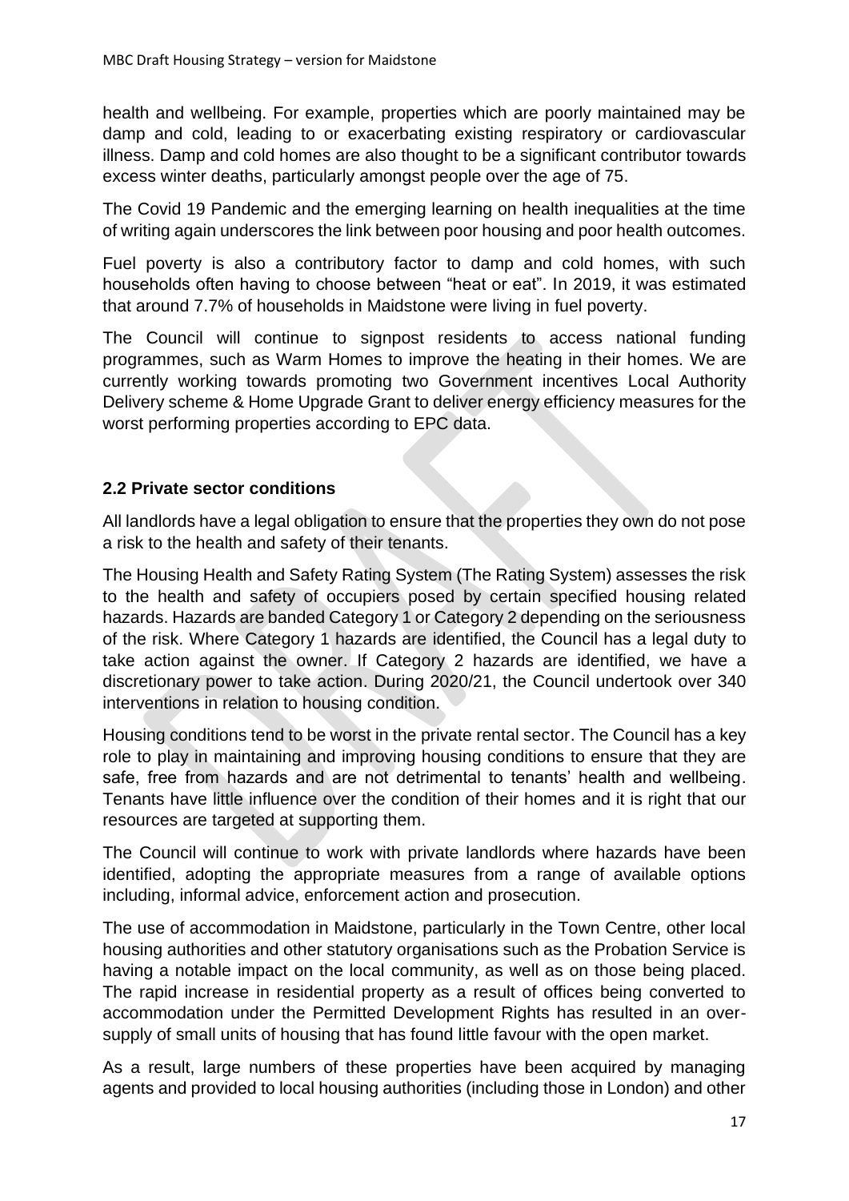health and wellbeing. For example, properties which are poorly maintained may be damp and cold, leading to or exacerbating existing respiratory or cardiovascular illness. Damp and cold homes are also thought to be a significant contributor towards excess winter deaths, particularly amongst people over the age of 75.

The Covid 19 Pandemic and the emerging learning on health inequalities at the time of writing again underscores the link between poor housing and poor health outcomes.

Fuel poverty is also a contributory factor to damp and cold homes, with such households often having to choose between "heat or eat". In 2019, it was estimated that around 7.7% of households in Maidstone were living in fuel poverty.

The Council will continue to signpost residents to access national funding programmes, such as Warm Homes to improve the heating in their homes. We are currently working towards promoting two Government incentives Local Authority Delivery scheme & Home Upgrade Grant to deliver energy efficiency measures for the worst performing properties according to EPC data.

### 2.2 Private sector conditions

All landlords have a legal obligation to ensure that the properties they own do not pose a risk to the health and safety of their tenants.

The Housing Health and Safety Rating System (The Rating System) assesses the risk to the health and safety of occupiers posed by certain specified housing related hazards. Hazards are banded Category 1 or Category 2 depending on the seriousness of the risk. Where Category 1 hazards are identified, the Council has a legal duty to take action against the owner. If Category 2 hazards are identified, we have a discretionary power to take action. During 2020/21, the Council undertook over 340 interventions in relation to housing condition.

Housing conditions tend to be worst in the private rental sector. The Council has a key role to play in maintaining and improving housing conditions to ensure that they are safe, free from hazards and are not detrimental to tenants' health and wellbeing. Tenants have little influence over the condition of their homes and it is right that our resources are targeted at supporting them.

The Council will continue to work with private landlords where hazards have been identified, adopting the appropriate measures from a range of available options including, informal advice, enforcement action and prosecution.

The use of accommodation in Maidstone, particularly in the Town Centre, other local housing authorities and other statutory organisations such as the Probation Service is having a notable impact on the local community, as well as on those being placed. The rapid increase in residential property as a result of offices being converted to accommodation under the Permitted Development Rights has resulted in an over-supply of small units of housing that has found little favour with the open market.

As a result, large numbers of these properties have been acquired by managing agents and provided to local housing authorities (including those in London) and other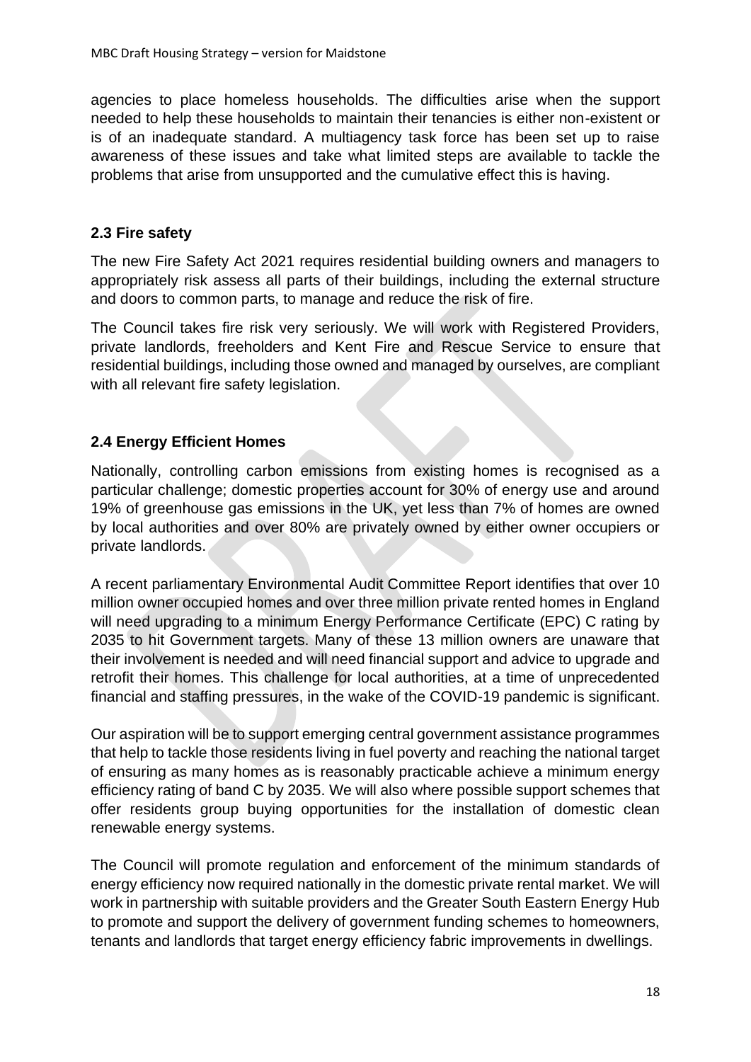agencies to place homeless households. The difficulties arise when the support needed to help these households to maintain their tenancies is either non-existent or is of an inadequate standard. A multiagency task force has been set up to raise awareness of these issues and take what limited steps are available to tackle the problems that arise from unsupported and the cumulative effect this is having.

## 2.3 Fire safety

The new Fire Safety Act 2021 requires residential building owners and managers to appropriately risk assess all parts of their buildings, including the external structure and doors to common parts, to manage and reduce the risk of fire.

The Council takes fire risk very seriously. We will work with Registered Providers, private landlords, freeholders and Kent Fire and Rescue Service to ensure that residential buildings, including those owned and managed by ourselves, are compliant with all relevant fire safety legislation.

## 2.4 Energy Efficient Homes

Nationally, controlling carbon emissions from existing homes is recognised as a particular challenge; domestic properties account for 30% of energy use and around 19% of greenhouse gas emissions in the UK, yet less than 7% of homes are owned by local authorities and over 80% are privately owned by either owner occupiers or private landlords.

A recent parliamentary Environmental Audit Committee Report identifies that over 10 million owner occupied homes and over three million private rented homes in England will need upgrading to a minimum Energy Performance Certificate (EPC) C rating by 2035 to hit Government targets. Many of these 13 million owners are unaware that their involvement is needed and will need financial support and advice to upgrade and retrofit their homes. This challenge for local authorities, at a time of unprecedented financial and staffing pressures, in the wake of the COVID-19 pandemic is significant.

Our aspiration will be to support emerging central government assistance programmes that help to tackle those residents living in fuel poverty and reaching the national target of ensuring as many homes as is reasonably practicable achieve a minimum energy efficiency rating of band C by 2035. We will also where possible support schemes that offer residents group buying opportunities for the installation of domestic clean renewable energy systems.

The Council will promote regulation and enforcement of the minimum standards of energy efficiency now required nationally in the domestic private rental market. We will work in partnership with suitable providers and the Greater South Eastern Energy Hub to promote and support the delivery of government funding schemes to homeowners, tenants and landlords that target energy efficiency fabric improvements in dwellings.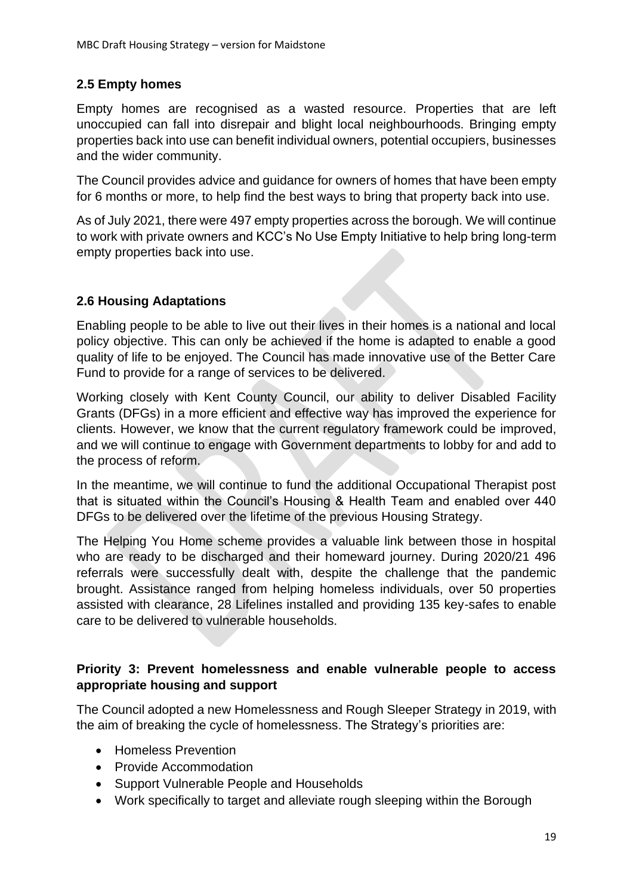## 2.5 Empty homes

Empty homes are recognised as a wasted resource. Properties that are left unoccupied can fall into disrepair and blight local neighbourhoods. Bringing empty properties back into use can benefit individual owners, potential occupiers, businesses and the wider community.

The Council provides advice and guidance for owners of homes that have been empty for 6 months or more, to help find the best ways to bring that property back into use.

As of July 2021, there were 497 empty properties across the borough. We will continue to work with private owners and KCC's No Use Empty Initiative to help bring long-term empty properties back into use.

## 2.6 Housing Adaptations

Enabling people to be able to live out their lives in their homes is a national and local policy objective. This can only be achieved if the home is adapted to enable a good quality of life to be enjoyed. The Council has made innovative use of the Better Care Fund to provide for a range of services to be delivered.

Working closely with Kent County Council, our ability to deliver Disabled Facility Grants (DFGs) in a more efficient and effective way has improved the experience for clients. However, we know that the current regulatory framework could be improved, and we will continue to engage with Government departments to lobby for and add to the process of reform.

In the meantime, we will continue to fund the additional Occupational Therapist post that is situated within the Council's Housing & Health Team and enabled over 440 DFGs to be delivered over the lifetime of the previous Housing Strategy.

The Helping You Home scheme provides a valuable link between those in hospital who are ready to be discharged and their homeward journey. During 2020/21 496 referrals were successfully dealt with, despite the challenge that the pandemic brought. Assistance ranged from helping homeless individuals, over 50 properties assisted with clearance, 28 Lifelines installed and providing 135 key-safes to enable care to be delivered to vulnerable households.

## Priority 3: Prevent homelessness and enable vulnerable people to access appropriate housing and support

The Council adopted a new Homelessness and Rough Sleeper Strategy in 2019, with the aim of breaking the cycle of homelessness. The Strategy's priorities are:

- Homeless Prevention
- Provide Accommodation
- Support Vulnerable People and Households
- Work specifically to target and alleviate rough sleeping within the Borough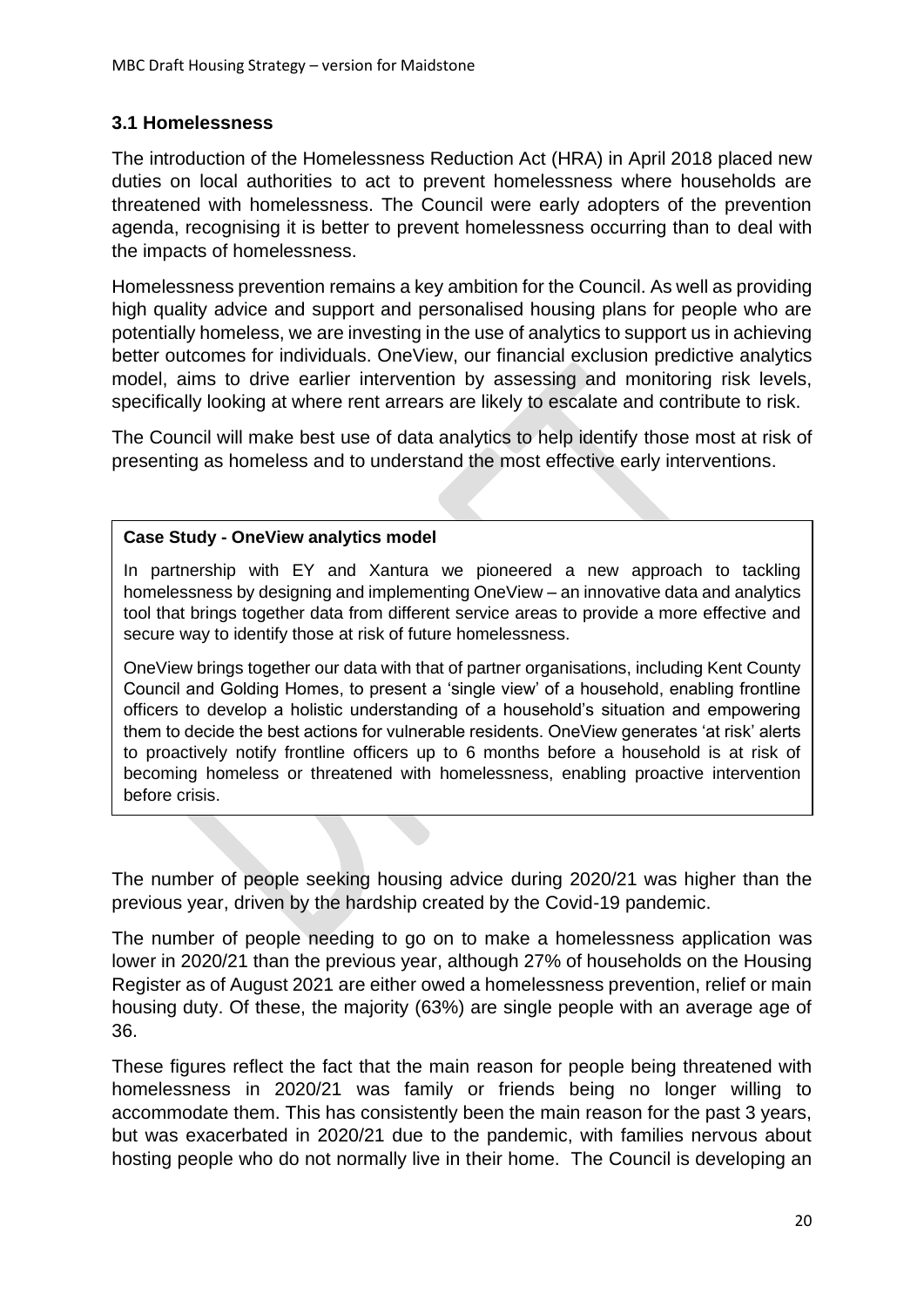### 3.1 Homelessness

The introduction of the Homelessness Reduction Act (HRA) in April 2018 placed new duties on local authorities to act to prevent homelessness where households are threatened with homelessness. The Council were early adopters of the prevention agenda, recognising it is better to prevent homelessness occurring than to deal with the impacts of homelessness.

Homelessness prevention remains a key ambition for the Council. As well as providing high quality advice and support and personalised housing plans for people who are potentially homeless, we are investing in the use of analytics to support us in achieving better outcomes for individuals. OneView, our financial exclusion predictive analytics model, aims to drive earlier intervention by assessing and monitoring risk levels, specifically looking at where rent arrears are likely to escalate and contribute to risk.

The Council will make best use of data analytics to help identify those most at risk of presenting as homeless and to understand the most effective early interventions.

**Case Study - OneView analytics model**

In partnership with EY and Xantura we pioneered a new approach to tackling homelessness by designing and implementing OneView – an innovative data and analytics tool that brings together data from different service areas to provide a more effective and secure way to identify those at risk of future homelessness.

OneView brings together our data with that of partner organisations, including Kent County Council and Golding Homes, to present a 'single view' of a household, enabling frontline officers to develop a holistic understanding of a household's situation and empowering them to decide the best actions for vulnerable residents. OneView generates 'at risk' alerts to proactively notify frontline officers up to 6 months before a household is at risk of becoming homeless or threatened with homelessness, enabling proactive intervention before crisis.

The number of people seeking housing advice during 2020/21 was higher than the previous year, driven by the hardship created by the Covid-19 pandemic.

The number of people needing to go on to make a homelessness application was lower in 2020/21 than the previous year, although 27% of households on the Housing Register as of August 2021 are either owed a homelessness prevention, relief or main housing duty. Of these, the majority (63%) are single people with an average age of 36.

These figures reflect the fact that the main reason for people being threatened with homelessness in 2020/21 was family or friends being no longer willing to accommodate them. This has consistently been the main reason for the past 3 years, but was exacerbated in 2020/21 due to the pandemic, with families nervous about hosting people who do not normally live in their home. The Council is developing an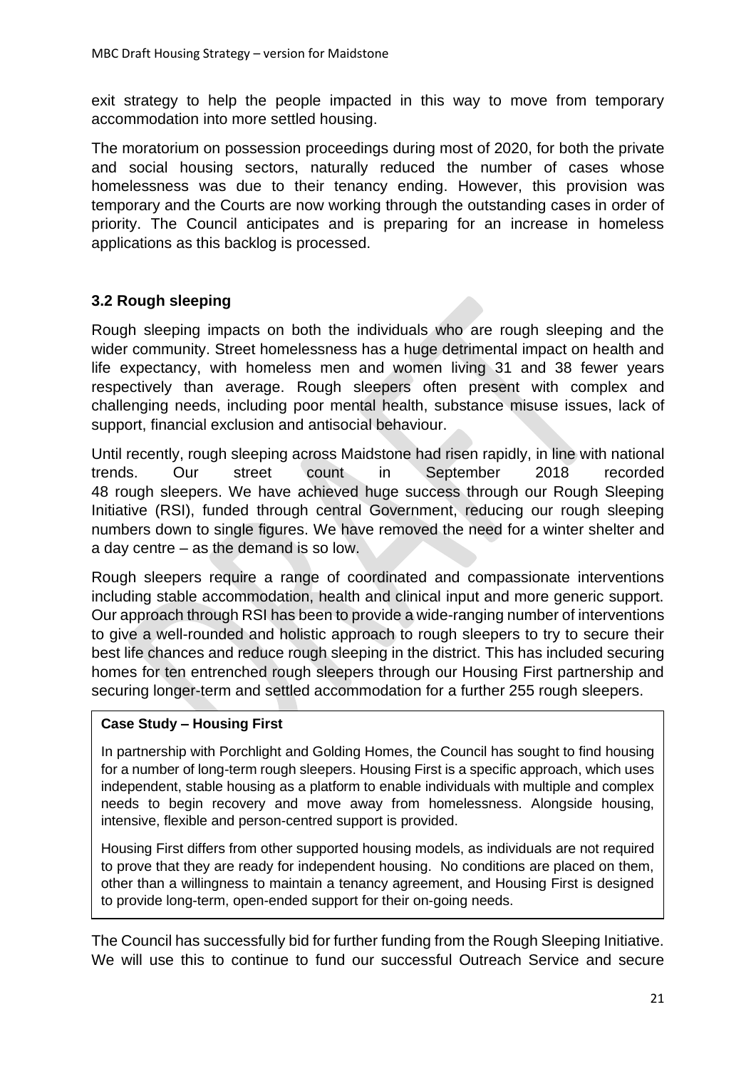exit strategy to help the people impacted in this way to move from temporary accommodation into more settled housing.

The moratorium on possession proceedings during most of 2020, for both the private and social housing sectors, naturally reduced the number of cases whose homelessness was due to their tenancy ending. However, this provision was temporary and the Courts are now working through the outstanding cases in order of priority. The Council anticipates and is preparing for an increase in homeless applications as this backlog is processed.

### 3.2 Rough sleeping

Rough sleeping impacts on both the individuals who are rough sleeping and the wider community. Street homelessness has a huge detrimental impact on health and life expectancy, with homeless men and women living 31 and 38 fewer years respectively than average. Rough sleepers often present with complex and challenging needs, including poor mental health, substance misuse issues, lack of support, financial exclusion and antisocial behaviour.

Until recently, rough sleeping across Maidstone had risen rapidly, in line with national trends. Our street count in September 2018 recorded 48 rough sleepers. We have achieved huge success through our Rough Sleeping Initiative (RSI), funded through central Government, reducing our rough sleeping numbers down to single figures. We have removed the need for a winter shelter and a day centre – as the demand is so low.

Rough sleepers require a range of coordinated and compassionate interventions including stable accommodation, health and clinical input and more generic support. Our approach through RSI has been to provide a wide-ranging number of interventions to give a well-rounded and holistic approach to rough sleepers to try to secure their best life chances and reduce rough sleeping in the district. This has included securing homes for ten entrenched rough sleepers through our Housing First partnership and securing longer-term and settled accommodation for a further 255 rough sleepers.

**Case Study – Housing First**

In partnership with Porchlight and Golding Homes, the Council has sought to find housing for a number of long-term rough sleepers. Housing First is a specific approach, which uses independent, stable housing as a platform to enable individuals with multiple and complex needs to begin recovery and move away from homelessness. Alongside housing, intensive, flexible and person-centred support is provided.

Housing First differs from other supported housing models, as individuals are not required to prove that they are ready for independent housing. No conditions are placed on them, other than a willingness to maintain a tenancy agreement, and Housing First is designed to provide long-term, open-ended support for their on-going needs.

The Council has successfully bid for further funding from the Rough Sleeping Initiative. We will use this to continue to fund our successful Outreach Service and secure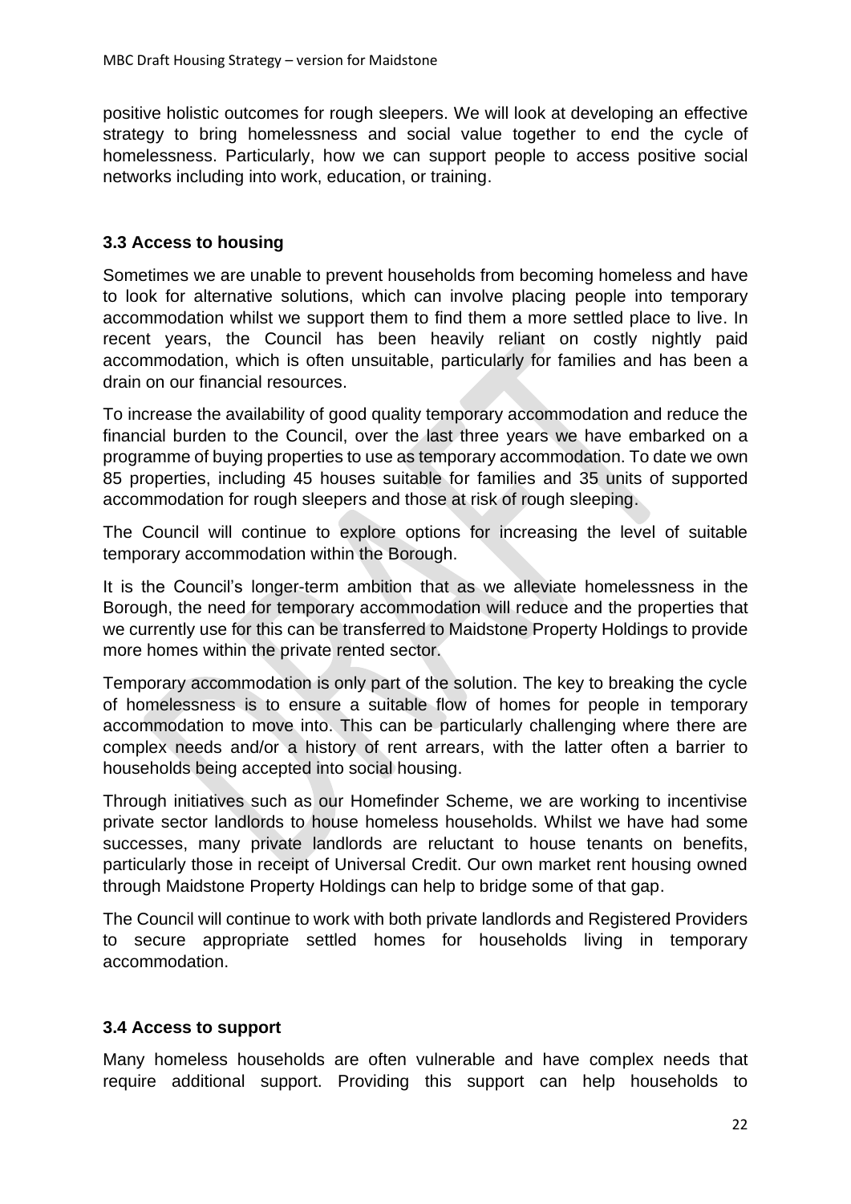positive holistic outcomes for rough sleepers. We will look at developing an effective strategy to bring homelessness and social value together to end the cycle of homelessness. Particularly, how we can support people to access positive social networks including into work, education, or training.

### 3.3 Access to housing

Sometimes we are unable to prevent households from becoming homeless and have to look for alternative solutions, which can involve placing people into temporary accommodation whilst we support them to find them a more settled place to live. In recent years, the Council has been heavily reliant on costly nightly paid accommodation, which is often unsuitable, particularly for families and has been a drain on our financial resources.

To increase the availability of good quality temporary accommodation and reduce the financial burden to the Council, over the last three years we have embarked on a programme of buying properties to use as temporary accommodation. To date we own 85 properties, including 45 houses suitable for families and 35 units of supported accommodation for rough sleepers and those at risk of rough sleeping.

The Council will continue to explore options for increasing the level of suitable temporary accommodation within the Borough.

It is the Council's longer-term ambition that as we alleviate homelessness in the Borough, the need for temporary accommodation will reduce and the properties that we currently use for this can be transferred to Maidstone Property Holdings to provide more homes within the private rented sector.

Temporary accommodation is only part of the solution. The key to breaking the cycle of homelessness is to ensure a suitable flow of homes for people in temporary accommodation to move into. This can be particularly challenging where there are complex needs and/or a history of rent arrears, with the latter often a barrier to households being accepted into social housing.

Through initiatives such as our Homefinder Scheme, we are working to incentivise private sector landlords to house homeless households. Whilst we have had some successes, many private landlords are reluctant to house tenants on benefits, particularly those in receipt of Universal Credit. Our own market rent housing owned through Maidstone Property Holdings can help to bridge some of that gap.

The Council will continue to work with both private landlords and Registered Providers to secure appropriate settled homes for households living in temporary accommodation.

### 3.4 Access to support

Many homeless households are often vulnerable and have complex needs that require additional support. Providing this support can help households to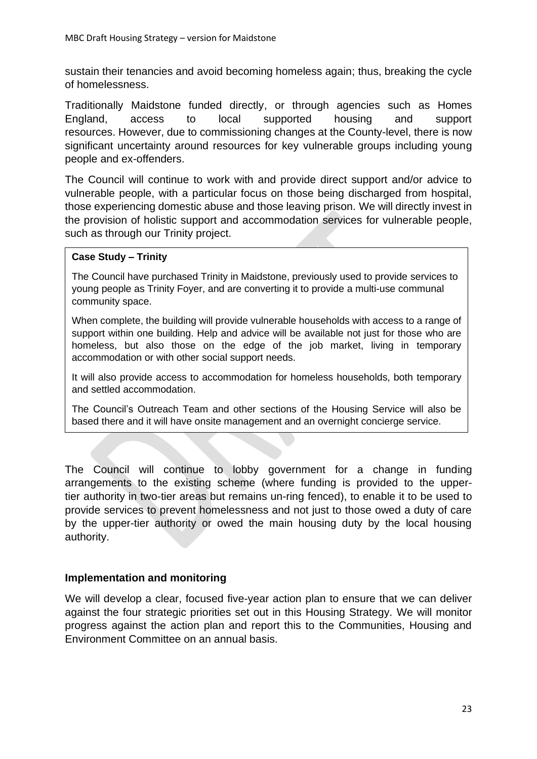sustain their tenancies and avoid becoming homeless again; thus, breaking the cycle of homelessness.

Traditionally Maidstone funded directly, or through agencies such as Homes England, access to local supported housing and support resources. However, due to commissioning changes at the County-level, there is now significant uncertainty around resources for key vulnerable groups including young people and ex-offenders.

The Council will continue to work with and provide direct support and/or advice to vulnerable people, with a particular focus on those being discharged from hospital, those experiencing domestic abuse and those leaving prison. We will directly invest in the provision of holistic support and accommodation services for vulnerable people, such as through our Trinity project.

**Case Study – Trinity**

The Council have purchased Trinity in Maidstone, previously used to provide services to young people as Trinity Foyer, and are converting it to provide a multi-use communal community space.

When complete, the building will provide vulnerable households with access to a range of support within one building. Help and advice will be available not just for those who are homeless, but also those on the edge of the job market, living in temporary accommodation or with other social support needs.

It will also provide access to accommodation for homeless households, both temporary and settled accommodation.

The Council's Outreach Team and other sections of the Housing Service will also be based there and it will have onsite management and an overnight concierge service.

The Council will continue to lobby government for a change in funding arrangements to the existing scheme (where funding is provided to the upper-tier authority in two-tier areas but remains un-ring fenced), to enable it to be used to provide services to prevent homelessness and not just to those owed a duty of care by the upper-tier authority or owed the main housing duty by the local housing authority.

## Implementation and monitoring

We will develop a clear, focused five-year action plan to ensure that we can deliver against the four strategic priorities set out in this Housing Strategy. We will monitor progress against the action plan and report this to the Communities, Housing and Environment Committee on an annual basis.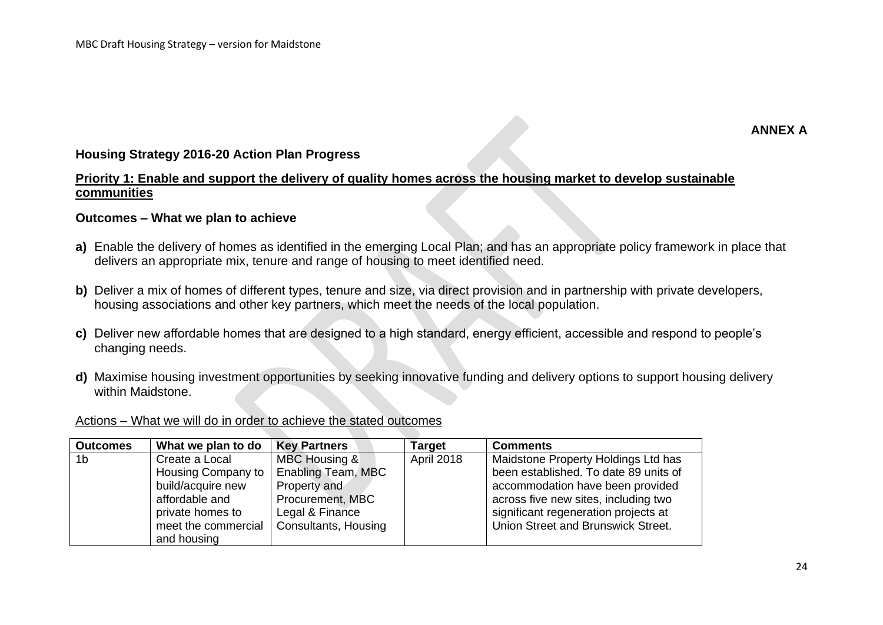**ANNEX A**

### Housing Strategy 2016-20 Action Plan Progress

**Priority 1: Enable and support the delivery of quality homes across the housing market to develop sustainable communities**

**Outcomes – What we plan to achieve**

**a)** Enable the delivery of homes as identified in the emerging Local Plan; and has an appropriate policy framework in place that delivers an appropriate mix, tenure and range of housing to meet identified need.

**b)** Deliver a mix of homes of different types, tenure and size, via direct provision and in partnership with private developers, housing associations and other key partners, which meet the needs of the local population.

**c)** Deliver new affordable homes that are designed to a high standard, energy efficient, accessible and respond to people's changing needs.

**d)** Maximise housing investment opportunities by seeking innovative funding and delivery options to support housing delivery within Maidstone.

Actions – What we will do in order to achieve the stated outcomes

| Outcomes | What we plan to do | Key Partners | Target | Comments |
|---|---|---|---|---|
| 1b | Create a Local Housing Company to build/acquire new affordable and private homes to meet the commercial and housing | MBC Housing & Enabling Team, MBC Property and Procurement, MBC Legal & Finance Consultants, Housing | April 2018 | Maidstone Property Holdings Ltd has been established. To date 89 units of accommodation have been provided across five new sites, including two significant regeneration projects at Union Street and Brunswick Street. |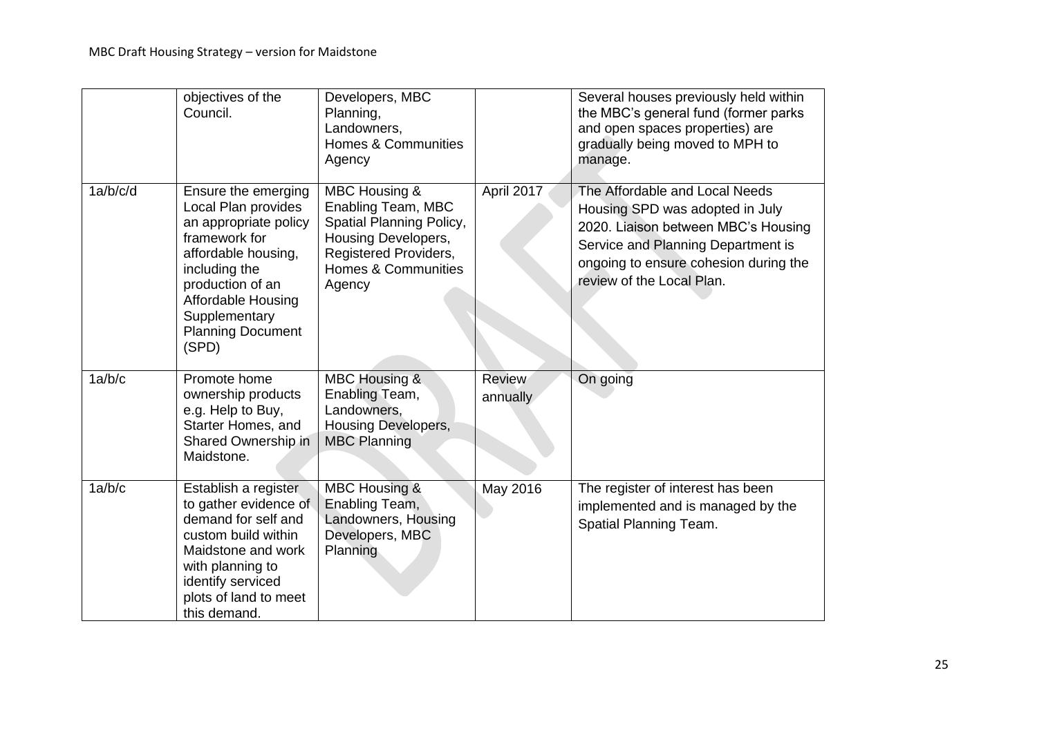| | objectives of the Council. | Developers, MBC Planning, Landowners, Homes & Communities Agency | | Several houses previously held within the MBC's general fund (former parks and open spaces properties) are gradually being moved to MPH to manage. |
|---|---|---|---|---|
| 1a/b/c/d | Ensure the emerging Local Plan provides an appropriate policy framework for affordable housing, including the production of an Affordable Housing Supplementary Planning Document (SPD) | MBC Housing & Enabling Team, MBC Spatial Planning Policy, Housing Developers, Registered Providers, Homes & Communities Agency | April 2017 | The Affordable and Local Needs Housing SPD was adopted in July 2020. Liaison between MBC's Housing Service and Planning Department is ongoing to ensure cohesion during the review of the Local Plan. |
| 1a/b/c | Promote home ownership products e.g. Help to Buy, Starter Homes, and Shared Ownership in Maidstone. | MBC Housing & Enabling Team, Landowners, Housing Developers, MBC Planning | Review annually | On going |
| 1a/b/c | Establish a register to gather evidence of demand for self and custom build within Maidstone and work with planning to identify serviced plots of land to meet this demand. | MBC Housing & Enabling Team, Landowners, Housing Developers, MBC Planning | May 2016 | The register of interest has been implemented and is managed by the Spatial Planning Team. |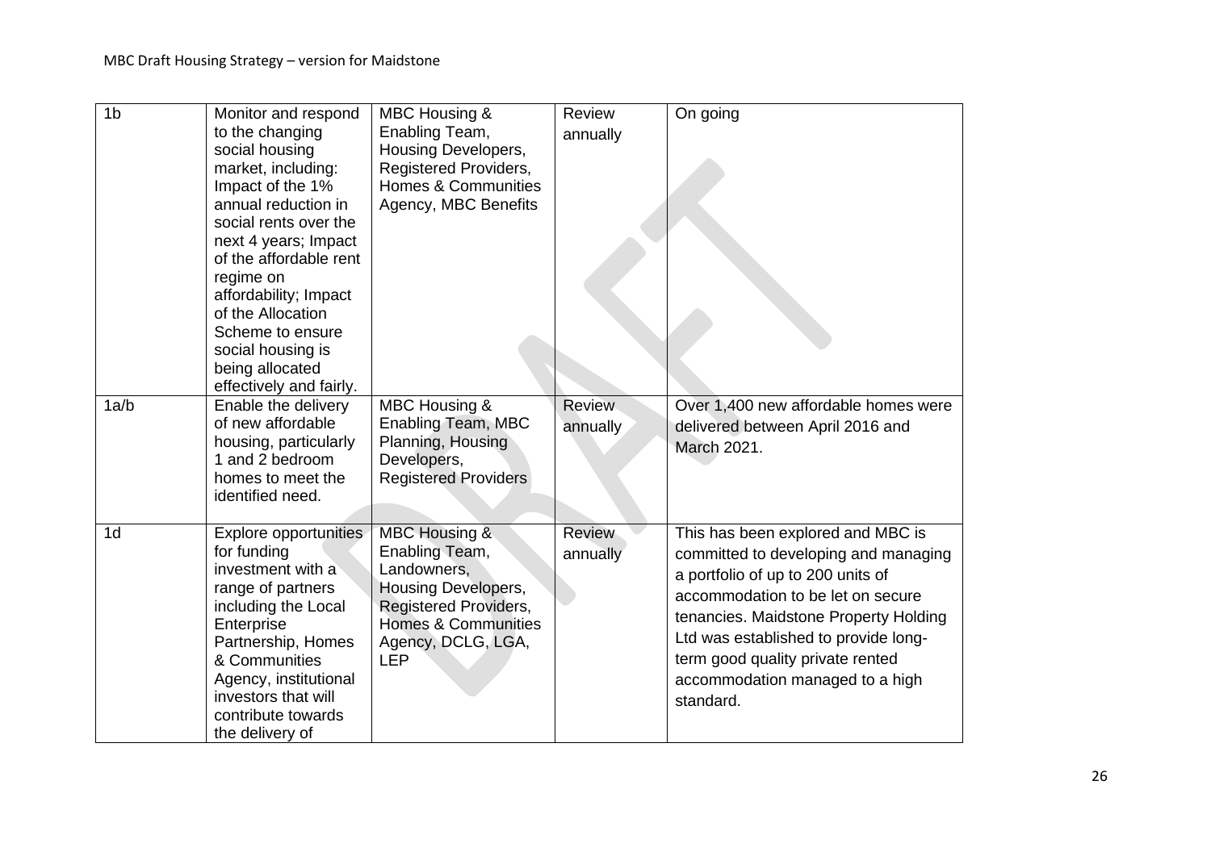| 1b | Monitor and respond to the changing social housing market, including: Impact of the 1% annual reduction in social rents over the next 4 years; Impact of the affordable rent regime on affordability; Impact of the Allocation Scheme to ensure social housing is being allocated effectively and fairly. | MBC Housing & Enabling Team, Housing Developers, Registered Providers, Homes & Communities Agency, MBC Benefits | Review annually | On going |
|---|---|---|---|---|
| 1a/b | Enable the delivery of new affordable housing, particularly 1 and 2 bedroom homes to meet the identified need. | MBC Housing & Enabling Team, MBC Planning, Housing Developers, Registered Providers | Review annually | Over 1,400 new affordable homes were delivered between April 2016 and March 2021. |
| 1d | Explore opportunities for funding investment with a range of partners including the Local Enterprise Partnership, Homes & Communities Agency, institutional investors that will contribute towards the delivery of | MBC Housing & Enabling Team, Landowners, Housing Developers, Registered Providers, Homes & Communities Agency, DCLG, LGA, LEP | Review annually | This has been explored and MBC is committed to developing and managing a portfolio of up to 200 units of accommodation to be let on secure tenancies. Maidstone Property Holding Ltd was established to provide long-term good quality private rented accommodation managed to a high standard. |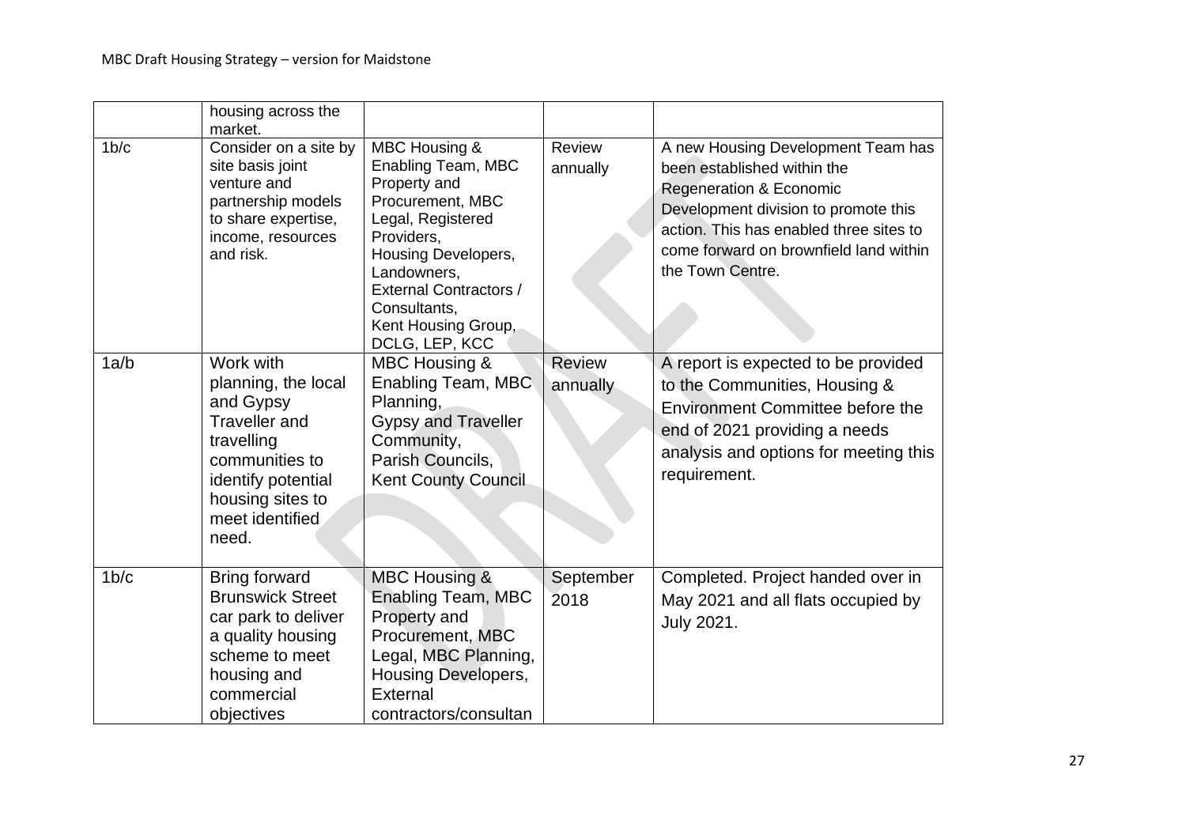| | | | | |
|---|---|---|---|---|
| | housing across the market. | | | |
| 1b/c | Consider on a site by site basis joint venture and partnership models to share expertise, income, resources and risk. | MBC Housing & Enabling Team, MBC Property and Procurement, MBC Legal, Registered Providers, Housing Developers, Landowners, External Contractors / Consultants, Kent Housing Group, DCLG, LEP, KCC | Review annually | A new Housing Development Team has been established within the Regeneration & Economic Development division to promote this action. This has enabled three sites to come forward on brownfield land within the Town Centre. |
| 1a/b | Work with planning, the local and Gypsy Traveller and travelling communities to identify potential housing sites to meet identified need. | MBC Housing & Enabling Team, MBC Planning, Gypsy and Traveller Community, Parish Councils, Kent County Council | Review annually | A report is expected to be provided to the Communities, Housing & Environment Committee before the end of 2021 providing a needs analysis and options for meeting this requirement. |
| 1b/c | Bring forward Brunswick Street car park to deliver a quality housing scheme to meet housing and commercial objectives | MBC Housing & Enabling Team, MBC Property and Procurement, MBC Legal, MBC Planning, Housing Developers, External contractors/consultan | September 2018 | Completed. Project handed over in May 2021 and all flats occupied by July 2021. |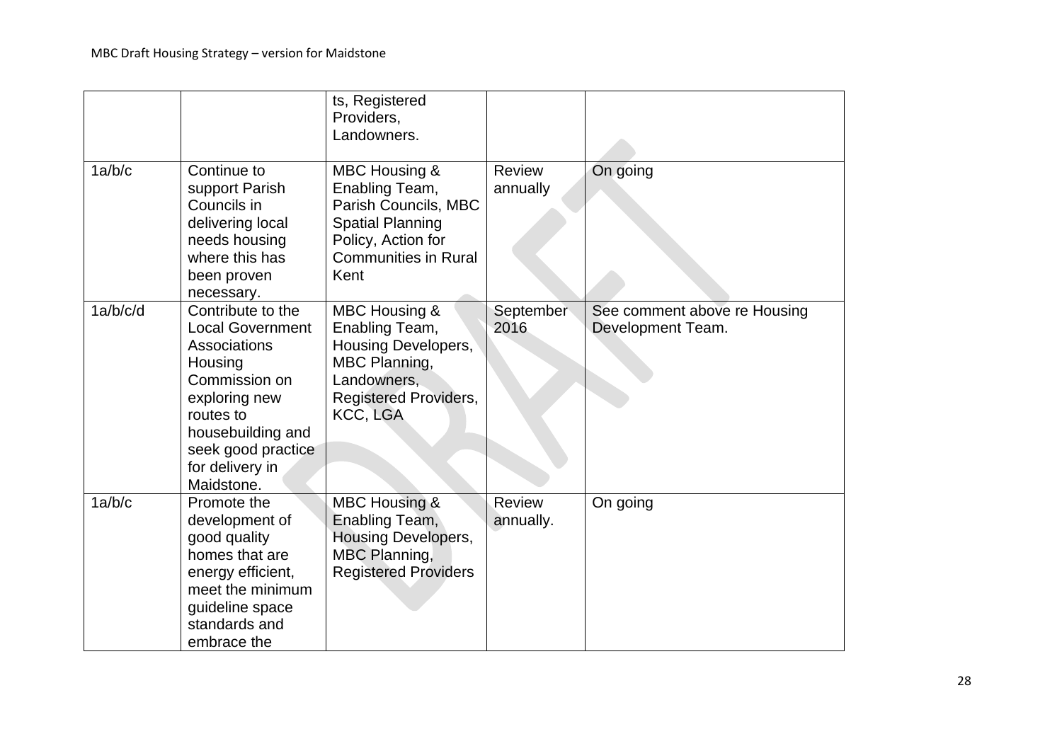| | | ts, Registered Providers, Landowners. | | |
|---|---|---|---|---|
| 1a/b/c | Continue to support Parish Councils in delivering local needs housing where this has been proven necessary. | MBC Housing & Enabling Team, Parish Councils, MBC Spatial Planning Policy, Action for Communities in Rural Kent | Review annually | On going |
| 1a/b/c/d | Contribute to the Local Government Associations Housing Commission on exploring new routes to housebuilding and seek good practice for delivery in Maidstone. | MBC Housing & Enabling Team, Housing Developers, MBC Planning, Landowners, Registered Providers, KCC, LGA | September 2016 | See comment above re Housing Development Team. |
| 1a/b/c | Promote the development of good quality homes that are energy efficient, meet the minimum guideline space standards and embrace the | MBC Housing & Enabling Team, Housing Developers, MBC Planning, Registered Providers | Review annually. | On going |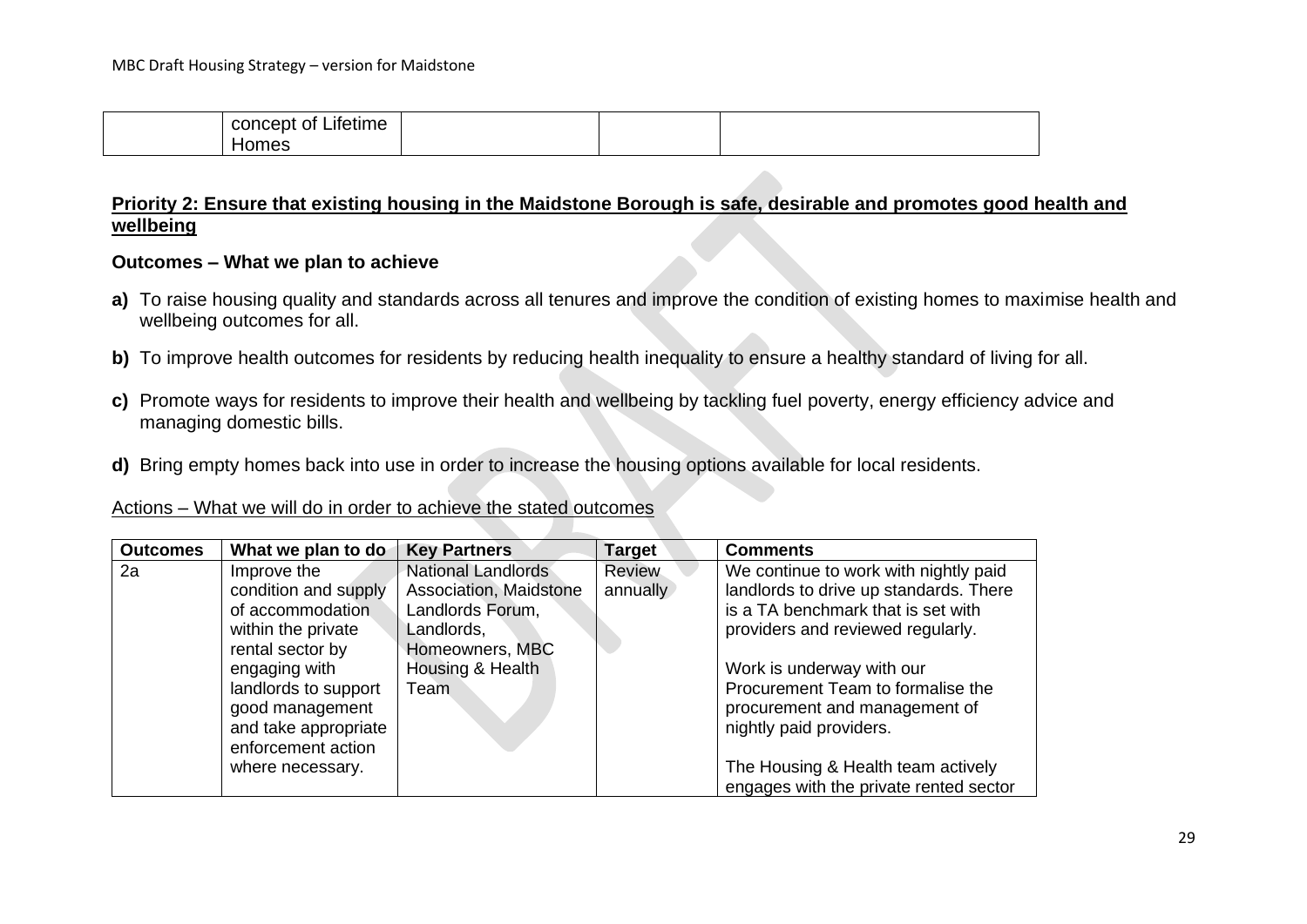| | concept of Lifetime Homes | | | |
|---|---|---|---|---|

**<u>Priority 2: Ensure that existing housing in the Maidstone Borough is safe, desirable and promotes good health and wellbeing</u>**

**Outcomes – What we plan to achieve**

**a)** To raise housing quality and standards across all tenures and improve the condition of existing homes to maximise health and wellbeing outcomes for all.

**b)** To improve health outcomes for residents by reducing health inequality to ensure a healthy standard of living for all.

**c)** Promote ways for residents to improve their health and wellbeing by tackling fuel poverty, energy efficiency advice and managing domestic bills.

**d)** Bring empty homes back into use in order to increase the housing options available for local residents.

<u>Actions – What we will do in order to achieve the stated outcomes</u>

| **Outcomes** | **What we plan to do** | **Key Partners** | **Target** | **Comments** |
|---|---|---|---|---|
| 2a | Improve the condition and supply of accommodation within the private rental sector by engaging with landlords to support good management and take appropriate enforcement action where necessary. | National Landlords Association, Maidstone Landlords Forum, Landlords, Homeowners, MBC Housing & Health Team | Review annually | We continue to work with nightly paid landlords to drive up standards. There is a TA benchmark that is set with providers and reviewed regularly.<br><br>Work is underway with our Procurement Team to formalise the procurement and management of nightly paid providers.<br><br>The Housing & Health team actively engages with the private rented sector |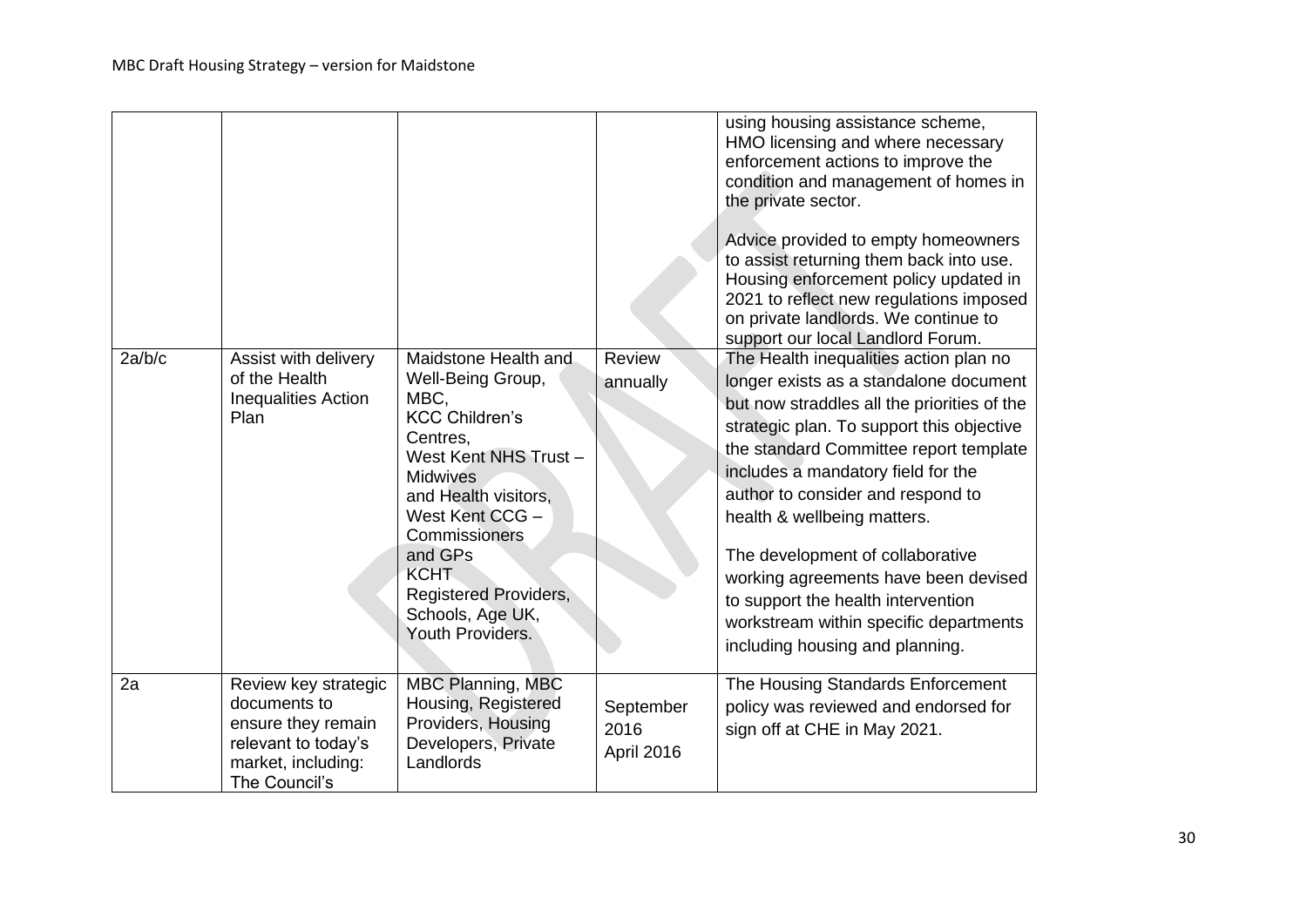| | | | | |
|---|---|---|---|---|
| | | | | using housing assistance scheme, HMO licensing and where necessary enforcement actions to improve the condition and management of homes in the private sector.<br><br>Advice provided to empty homeowners to assist returning them back into use. Housing enforcement policy updated in 2021 to reflect new regulations imposed on private landlords. We continue to support our local Landlord Forum. |
| 2a/b/c | Assist with delivery of the Health Inequalities Action Plan | Maidstone Health and Well-Being Group, MBC, KCC Children's Centres, West Kent NHS Trust – Midwives and Health visitors, West Kent CCG – Commissioners and GPs KCHT Registered Providers, Schools, Age UK, Youth Providers. | Review annually | The Health inequalities action plan no longer exists as a standalone document but now straddles all the priorities of the strategic plan. To support this objective the standard Committee report template includes a mandatory field for the author to consider and respond to health & wellbeing matters.<br><br>The development of collaborative working agreements have been devised to support the health intervention workstream within specific departments including housing and planning. |
| 2a | Review key strategic documents to ensure they remain relevant to today's market, including: The Council's | MBC Planning, MBC Housing, Registered Providers, Housing Developers, Private Landlords | September 2016<br>April 2016 | The Housing Standards Enforcement policy was reviewed and endorsed for sign off at CHE in May 2021. |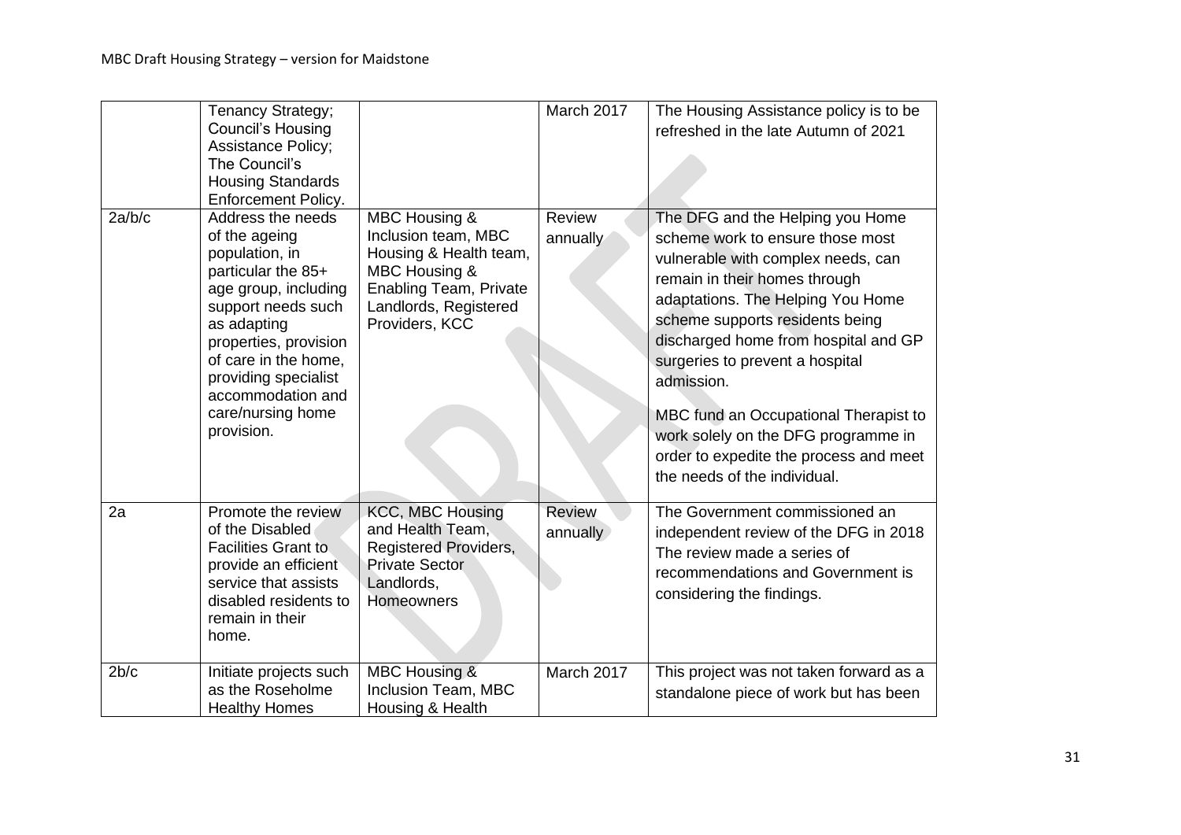| | | | | |
|---|---|---|---|---|
| | Tenancy Strategy; Council's Housing Assistance Policy; The Council's Housing Standards Enforcement Policy. | | March 2017 | The Housing Assistance policy is to be refreshed in the late Autumn of 2021 |
| 2a/b/c | Address the needs of the ageing population, in particular the 85+ age group, including support needs such as adapting properties, provision of care in the home, providing specialist accommodation and care/nursing home provision. | MBC Housing & Inclusion team, MBC Housing & Health team, MBC Housing & Enabling Team, Private Landlords, Registered Providers, KCC | Review annually | The DFG and the Helping you Home scheme work to ensure those most vulnerable with complex needs, can remain in their homes through adaptations. The Helping You Home scheme supports residents being discharged home from hospital and GP surgeries to prevent a hospital admission.<br><br>MBC fund an Occupational Therapist to work solely on the DFG programme in order to expedite the process and meet the needs of the individual. |
| 2a | Promote the review of the Disabled Facilities Grant to provide an efficient service that assists disabled residents to remain in their home. | KCC, MBC Housing and Health Team, Registered Providers, Private Sector Landlords, Homeowners | Review annually | The Government commissioned an independent review of the DFG in 2018 The review made a series of recommendations and Government is considering the findings. |
| 2b/c | Initiate projects such as the Roseholme Healthy Homes | MBC Housing & Inclusion Team, MBC Housing & Health | March 2017 | This project was not taken forward as a standalone piece of work but has been |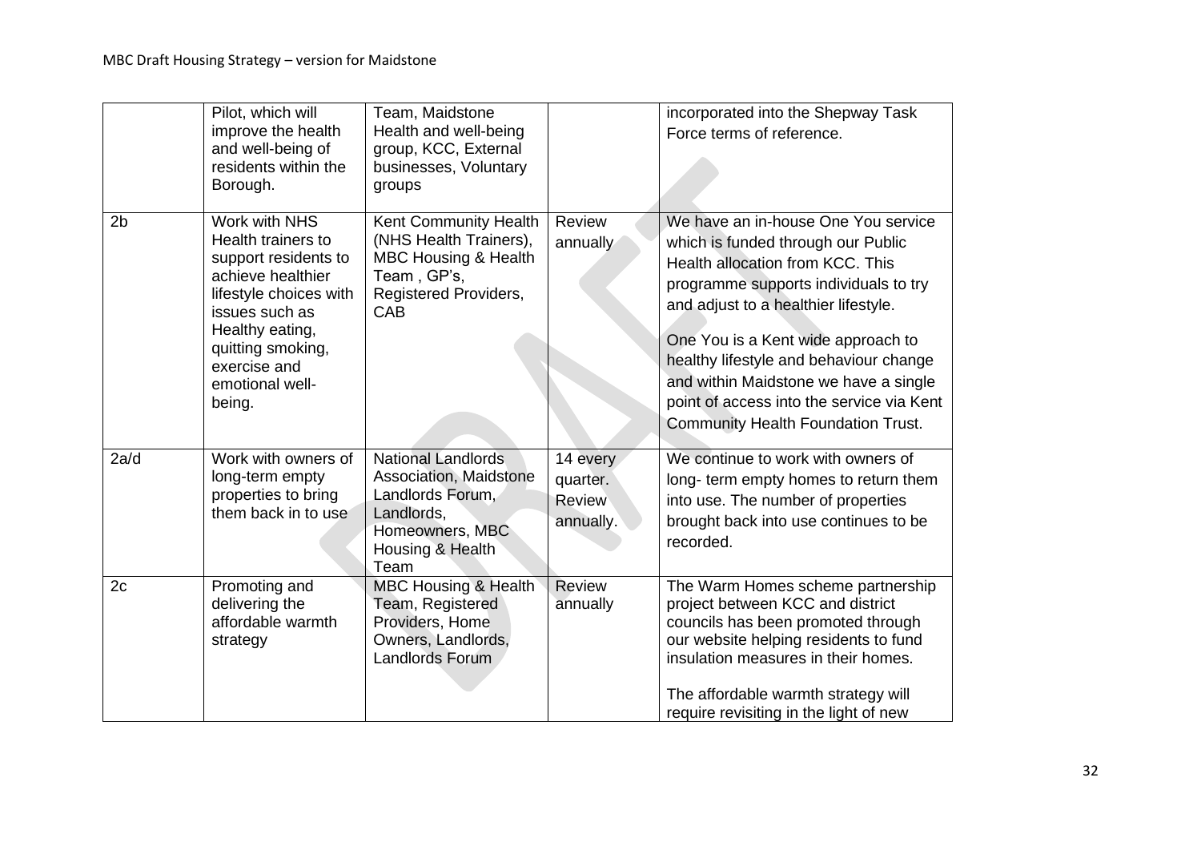| | | | | |
|---|---|---|---|---|
| | Pilot, which will improve the health and well-being of residents within the Borough. | Team, Maidstone Health and well-being group, KCC, External businesses, Voluntary groups | | incorporated into the Shepway Task Force terms of reference. |
| 2b | Work with NHS Health trainers to support residents to achieve healthier lifestyle choices with issues such as Healthy eating, quitting smoking, exercise and emotional well-being. | Kent Community Health (NHS Health Trainers), MBC Housing & Health Team , GP's, Registered Providers, CAB | Review annually | We have an in-house One You service which is funded through our Public Health allocation from KCC. This programme supports individuals to try and adjust to a healthier lifestyle.<br><br>One You is a Kent wide approach to healthy lifestyle and behaviour change and within Maidstone we have a single point of access into the service via Kent Community Health Foundation Trust. |
| 2a/d | Work with owners of long-term empty properties to bring them back in to use | National Landlords Association, Maidstone Landlords Forum, Landlords, Homeowners, MBC Housing & Health Team | 14 every quarter. Review annually. | We continue to work with owners of long- term empty homes to return them into use. The number of properties brought back into use continues to be recorded. |
| 2c | Promoting and delivering the affordable warmth strategy | MBC Housing & Health Team, Registered Providers, Home Owners, Landlords, Landlords Forum | Review annually | The Warm Homes scheme partnership project between KCC and district councils has been promoted through our website helping residents to fund insulation measures in their homes.<br><br>The affordable warmth strategy will require revisiting in the light of new |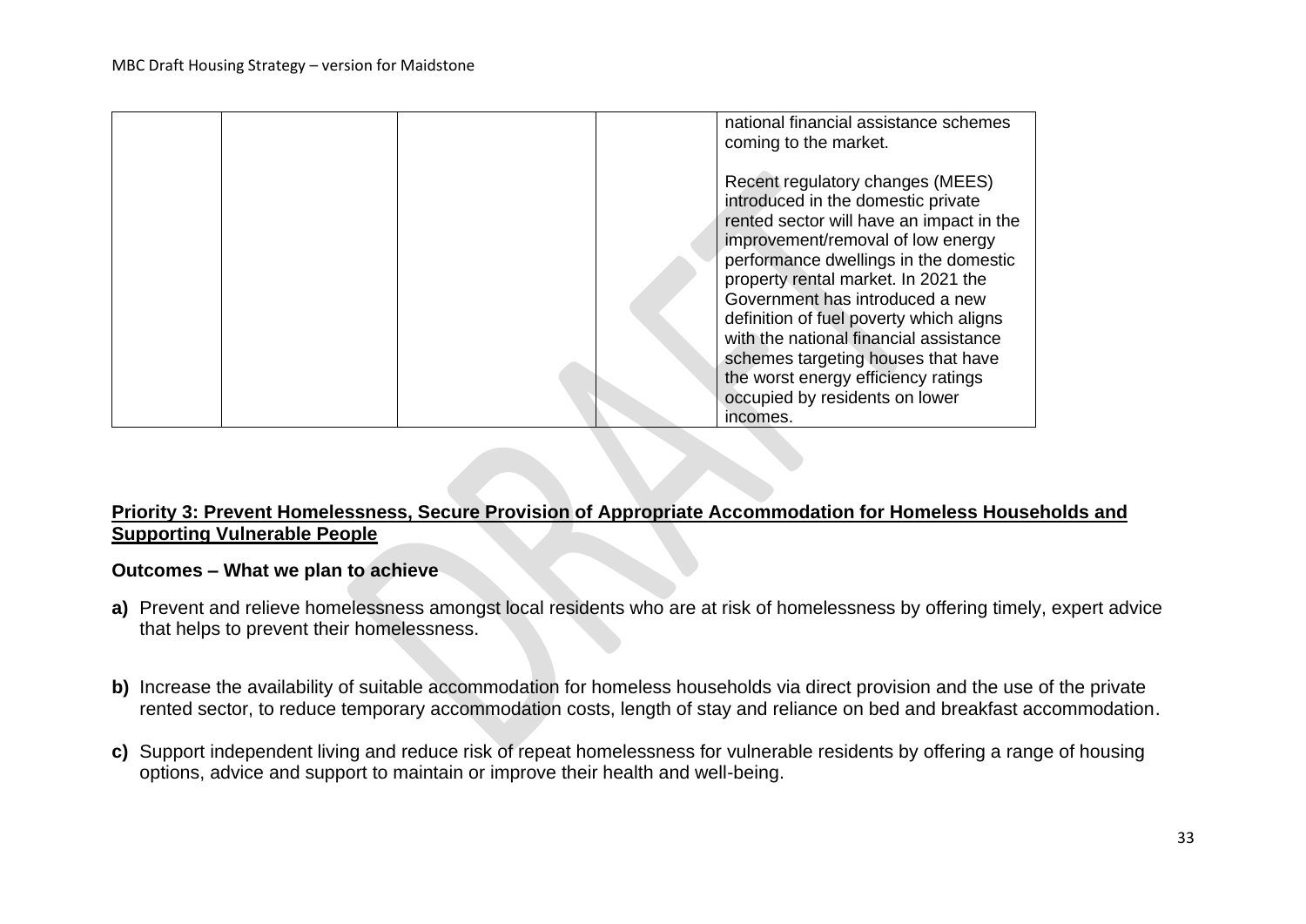| | | | | national financial assistance schemes coming to the market.<br><br>Recent regulatory changes (MEES) introduced in the domestic private rented sector will have an impact in the improvement/removal of low energy performance dwellings in the domestic property rental market. In 2021 the Government has introduced a new definition of fuel poverty which aligns with the national financial assistance schemes targeting houses that have the worst energy efficiency ratings occupied by residents on lower incomes. |
|---|---|---|---|---|

## Priority 3: Prevent Homelessness, Secure Provision of Appropriate Accommodation for Homeless Households and Supporting Vulnerable People

### Outcomes – What we plan to achieve

**a)** Prevent and relieve homelessness amongst local residents who are at risk of homelessness by offering timely, expert advice that helps to prevent their homelessness.

**b)** Increase the availability of suitable accommodation for homeless households via direct provision and the use of the private rented sector, to reduce temporary accommodation costs, length of stay and reliance on bed and breakfast accommodation.

**c)** Support independent living and reduce risk of repeat homelessness for vulnerable residents by offering a range of housing options, advice and support to maintain or improve their health and well-being.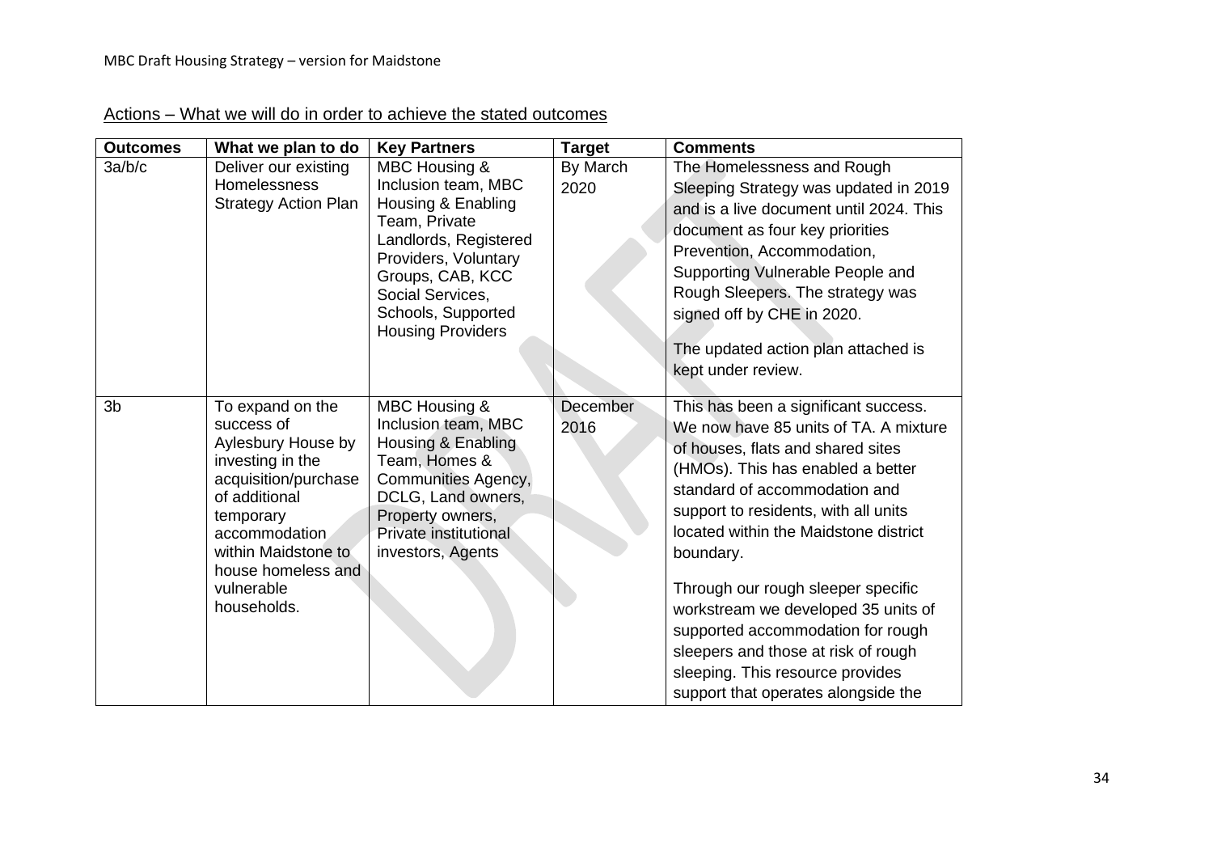Actions – What we will do in order to achieve the stated outcomes

| Outcomes | What we plan to do | Key Partners | Target | Comments |
|---|---|---|---|---|
| 3a/b/c | Deliver our existing Homelessness Strategy Action Plan | MBC Housing & Inclusion team, MBC Housing & Enabling Team, Private Landlords, Registered Providers, Voluntary Groups, CAB, KCC Social Services, Schools, Supported Housing Providers | By March 2020 | The Homelessness and Rough Sleeping Strategy was updated in 2019 and is a live document until 2024. This document as four key priorities Prevention, Accommodation, Supporting Vulnerable People and Rough Sleepers. The strategy was signed off by CHE in 2020.<br><br>The updated action plan attached is kept under review. |
| 3b | To expand on the success of Aylesbury House by investing in the acquisition/purchase of additional temporary accommodation within Maidstone to house homeless and vulnerable households. | MBC Housing & Inclusion team, MBC Housing & Enabling Team, Homes & Communities Agency, DCLG, Land owners, Property owners, Private institutional investors, Agents | December 2016 | This has been a significant success. We now have 85 units of TA. A mixture of houses, flats and shared sites (HMOs). This has enabled a better standard of accommodation and support to residents, with all units located within the Maidstone district boundary.<br><br>Through our rough sleeper specific workstream we developed 35 units of supported accommodation for rough sleepers and those at risk of rough sleeping. This resource provides support that operates alongside the |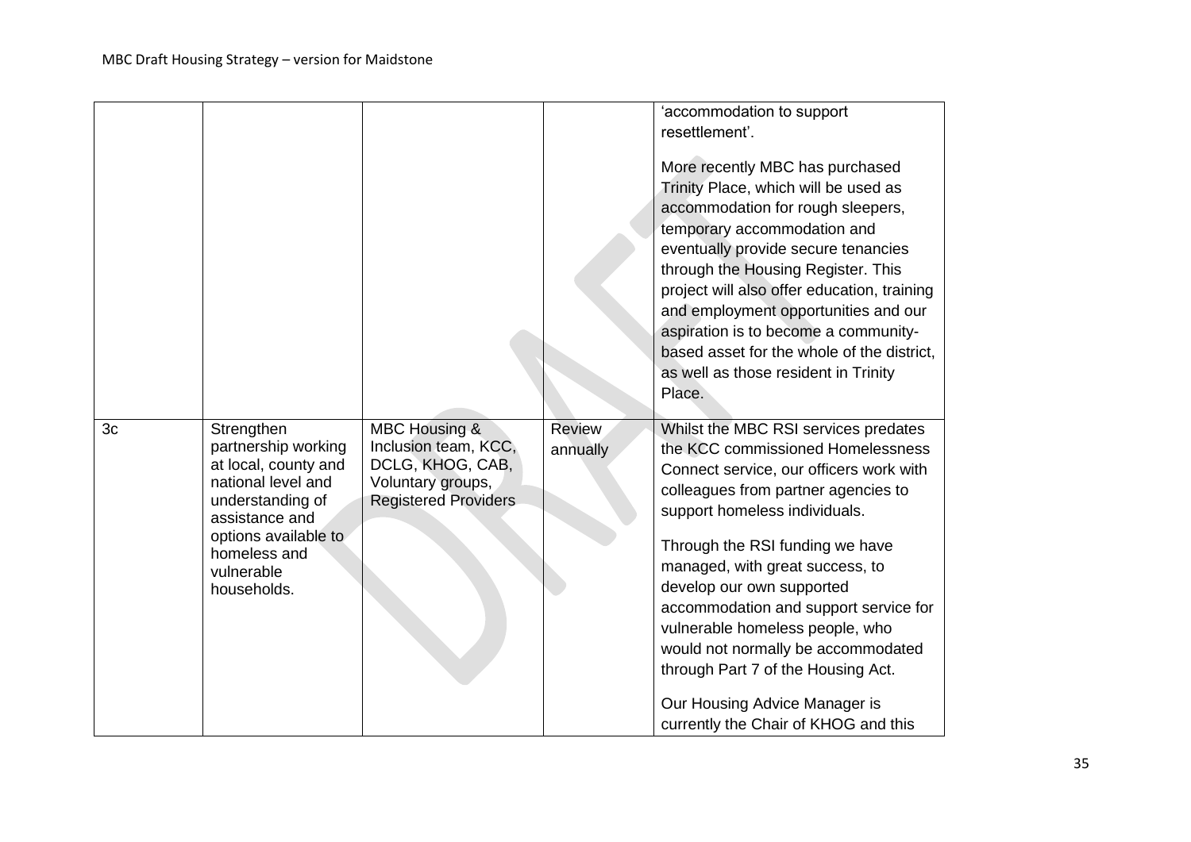| | | | | |
|---|---|---|---|---|
| | | | | 'accommodation to support resettlement'.<br><br>More recently MBC has purchased Trinity Place, which will be used as accommodation for rough sleepers, temporary accommodation and eventually provide secure tenancies through the Housing Register. This project will also offer education, training and employment opportunities and our aspiration is to become a community-based asset for the whole of the district, as well as those resident in Trinity Place. |
| 3c | Strengthen partnership working at local, county and national level and understanding of assistance and options available to homeless and vulnerable households. | MBC Housing & Inclusion team, KCC, DCLG, KHOG, CAB, Voluntary groups, Registered Providers | Review annually | Whilst the MBC RSI services predates the KCC commissioned Homelessness Connect service, our officers work with colleagues from partner agencies to support homeless individuals.<br><br>Through the RSI funding we have managed, with great success, to develop our own supported accommodation and support service for vulnerable homeless people, who would not normally be accommodated through Part 7 of the Housing Act.<br><br>Our Housing Advice Manager is currently the Chair of KHOG and this |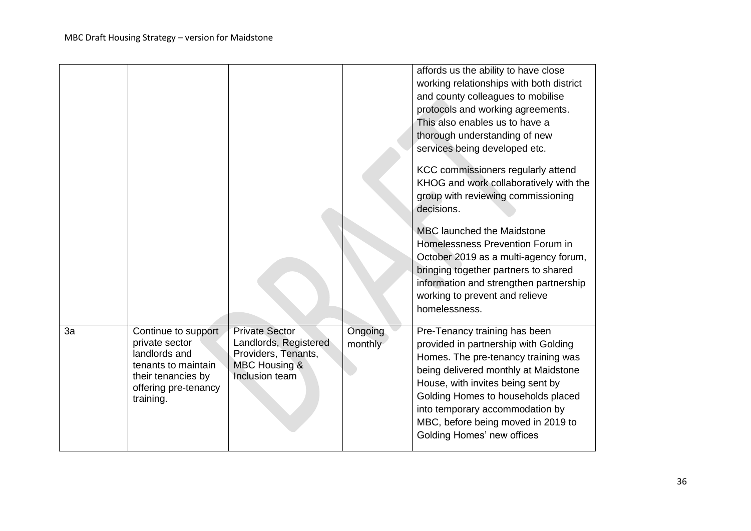| | | | | |
|---|---|---|---|---|
| | | | | affords us the ability to have close working relationships with both district and county colleagues to mobilise protocols and working agreements. This also enables us to have a thorough understanding of new services being developed etc.<br><br>KCC commissioners regularly attend KHOG and work collaboratively with the group with reviewing commissioning decisions.<br><br>MBC launched the Maidstone Homelessness Prevention Forum in October 2019 as a multi-agency forum, bringing together partners to shared information and strengthen partnership working to prevent and relieve homelessness. |
| 3a | Continue to support private sector landlords and tenants to maintain their tenancies by offering pre-tenancy training. | Private Sector Landlords, Registered Providers, Tenants, MBC Housing & Inclusion team | Ongoing monthly | Pre-Tenancy training has been provided in partnership with Golding Homes. The pre-tenancy training was being delivered monthly at Maidstone House, with invites being sent by Golding Homes to households placed into temporary accommodation by MBC, before being moved in 2019 to Golding Homes' new offices |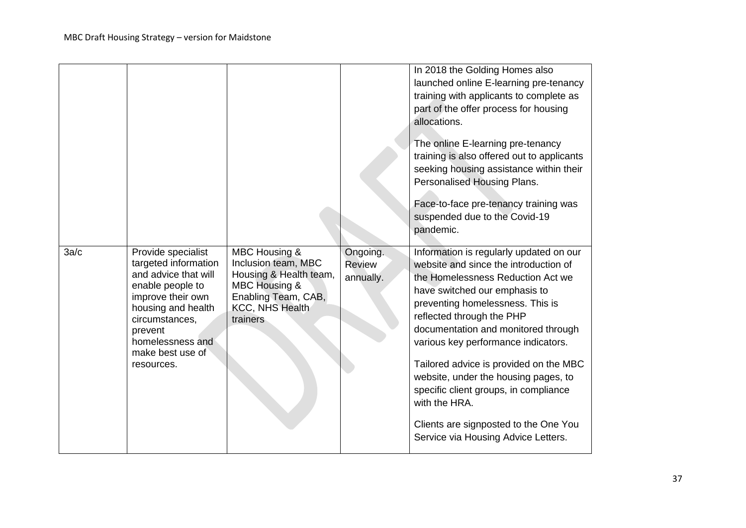| | | | | |
|---|---|---|---|---|
| | | | | In 2018 the Golding Homes also launched online E-learning pre-tenancy training with applicants to complete as part of the offer process for housing allocations.<br><br>The online E-learning pre-tenancy training is also offered out to applicants seeking housing assistance within their Personalised Housing Plans.<br><br>Face-to-face pre-tenancy training was suspended due to the Covid-19 pandemic. |
| 3a/c | Provide specialist targeted information and advice that will enable people to improve their own housing and health circumstances, prevent homelessness and make best use of resources. | MBC Housing & Inclusion team, MBC Housing & Health team, MBC Housing & Enabling Team, CAB, KCC, NHS Health trainers | Ongoing. Review annually. | Information is regularly updated on our website and since the introduction of the Homelessness Reduction Act we have switched our emphasis to preventing homelessness. This is reflected through the PHP documentation and monitored through various key performance indicators.<br><br>Tailored advice is provided on the MBC website, under the housing pages, to specific client groups, in compliance with the HRA.<br><br>Clients are signposted to the One You Service via Housing Advice Letters. |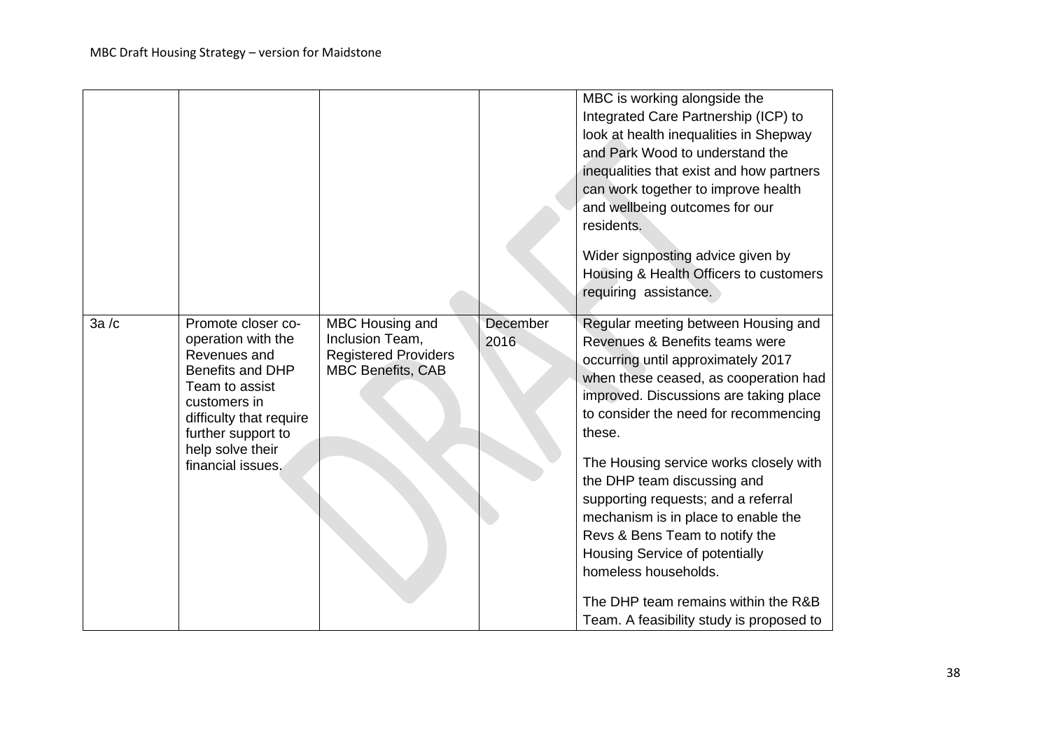| | | | | |
|---|---|---|---|---|
| | | | | MBC is working alongside the Integrated Care Partnership (ICP) to look at health inequalities in Shepway and Park Wood to understand the inequalities that exist and how partners can work together to improve health and wellbeing outcomes for our residents.<br><br>Wider signposting advice given by Housing & Health Officers to customers requiring assistance. |
| 3a /c | Promote closer co-operation with the Revenues and Benefits and DHP Team to assist customers in difficulty that require further support to help solve their financial issues. | MBC Housing and Inclusion Team, Registered Providers MBC Benefits, CAB | December 2016 | Regular meeting between Housing and Revenues & Benefits teams were occurring until approximately 2017 when these ceased, as cooperation had improved. Discussions are taking place to consider the need for recommencing these.<br><br>The Housing service works closely with the DHP team discussing and supporting requests; and a referral mechanism is in place to enable the Revs & Bens Team to notify the Housing Service of potentially homeless households.<br><br>The DHP team remains within the R&B Team. A feasibility study is proposed to |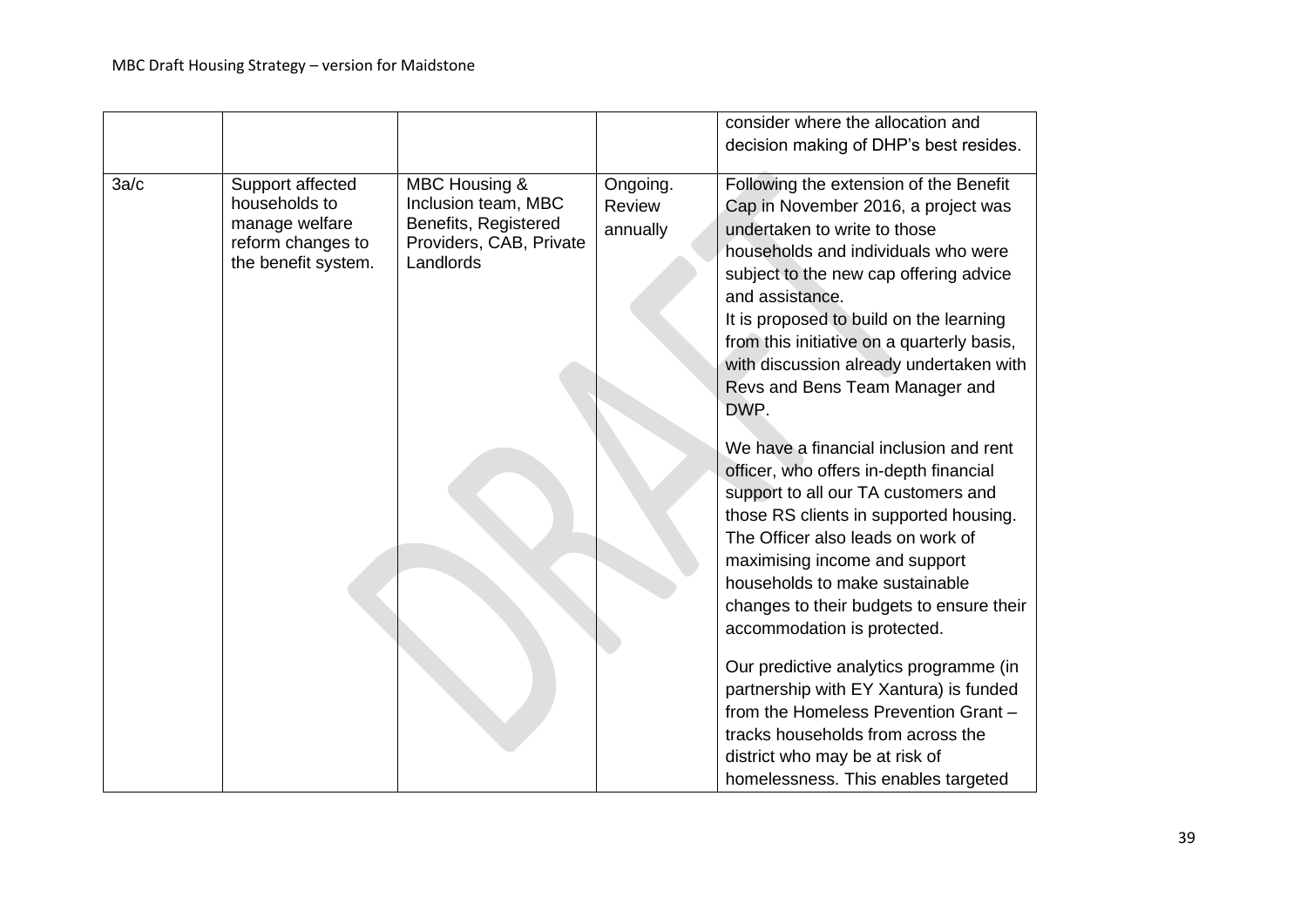| | | | | |
|---|---|---|---|---|
| | | | | consider where the allocation and decision making of DHP's best resides. |
| 3a/c | Support affected households to manage welfare reform changes to the benefit system. | MBC Housing & Inclusion team, MBC Benefits, Registered Providers, CAB, Private Landlords | Ongoing. Review annually | Following the extension of the Benefit Cap in November 2016, a project was undertaken to write to those households and individuals who were subject to the new cap offering advice and assistance.<br>It is proposed to build on the learning from this initiative on a quarterly basis, with discussion already undertaken with Revs and Bens Team Manager and DWP.<br><br>We have a financial inclusion and rent officer, who offers in-depth financial support to all our TA customers and those RS clients in supported housing. The Officer also leads on work of maximising income and support households to make sustainable changes to their budgets to ensure their accommodation is protected.<br><br>Our predictive analytics programme (in partnership with EY Xantura) is funded from the Homeless Prevention Grant – tracks households from across the district who may be at risk of homelessness. This enables targeted |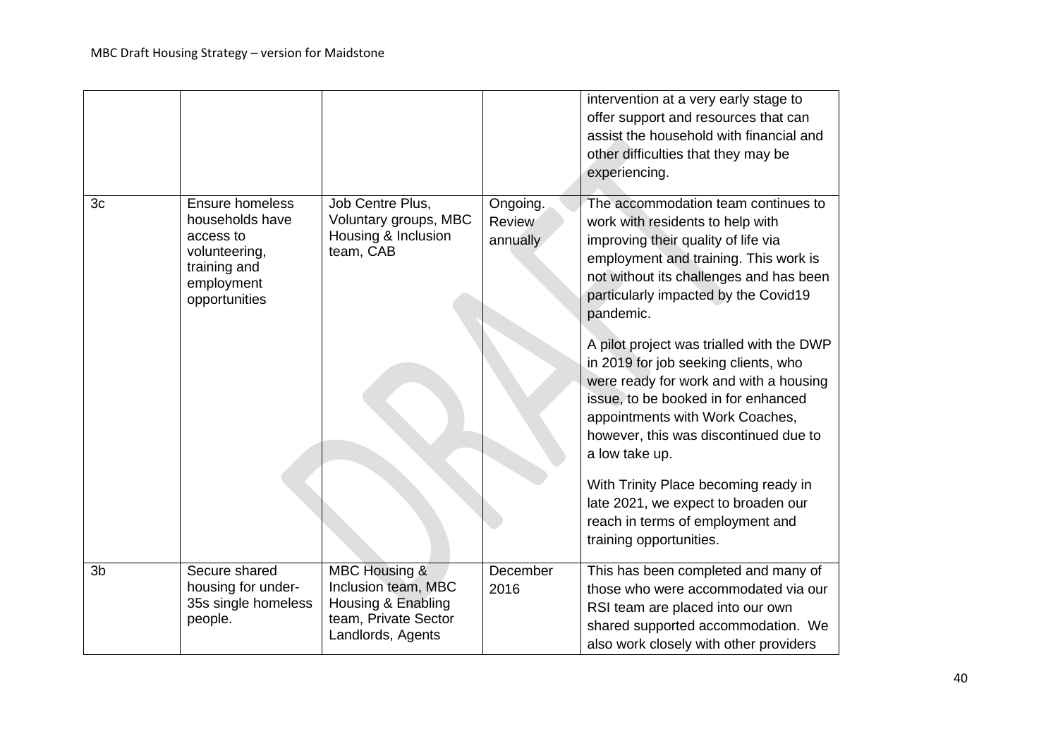| | | | | |
|---|---|---|---|---|
| | | | | intervention at a very early stage to offer support and resources that can assist the household with financial and other difficulties that they may be experiencing. |
| 3c | Ensure homeless households have access to volunteering, training and employment opportunities | Job Centre Plus, Voluntary groups, MBC Housing & Inclusion team, CAB | Ongoing. Review annually | The accommodation team continues to work with residents to help with improving their quality of life via employment and training. This work is not without its challenges and has been particularly impacted by the Covid19 pandemic.<br><br>A pilot project was trialled with the DWP in 2019 for job seeking clients, who were ready for work and with a housing issue, to be booked in for enhanced appointments with Work Coaches, however, this was discontinued due to a low take up.<br><br>With Trinity Place becoming ready in late 2021, we expect to broaden our reach in terms of employment and training opportunities. |
| 3b | Secure shared housing for under-35s single homeless people. | MBC Housing & Inclusion team, MBC Housing & Enabling team, Private Sector Landlords, Agents | December 2016 | This has been completed and many of those who were accommodated via our RSI team are placed into our own shared supported accommodation. We also work closely with other providers |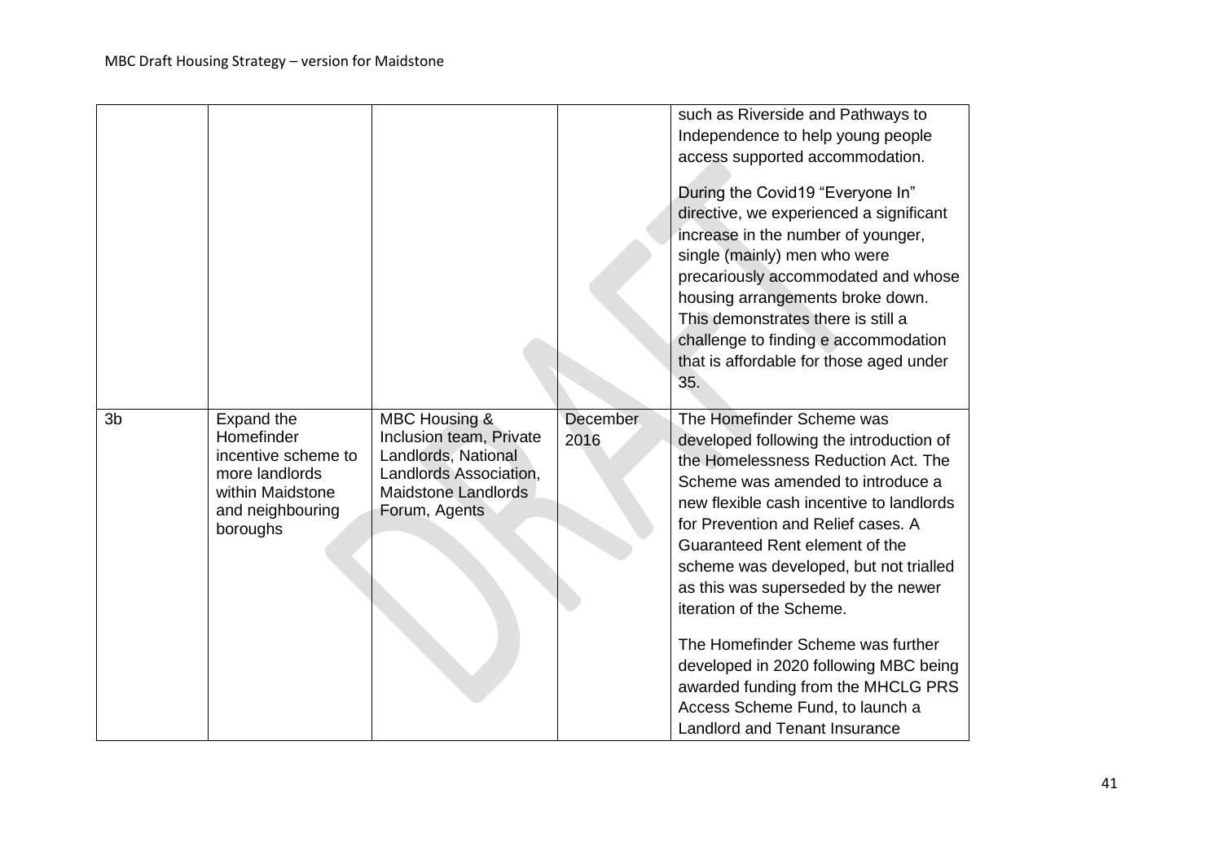| | | | | |
|---|---|---|---|---|
| | | | | such as Riverside and Pathways to Independence to help young people access supported accommodation.<br><br>During the Covid19 “Everyone In” directive, we experienced a significant increase in the number of younger, single (mainly) men who were precariously accommodated and whose housing arrangements broke down. This demonstrates there is still a challenge to finding e accommodation that is affordable for those aged under 35. |
| 3b | Expand the Homefinder incentive scheme to more landlords within Maidstone and neighbouring boroughs | MBC Housing & Inclusion team, Private Landlords, National Landlords Association, Maidstone Landlords Forum, Agents | December 2016 | The Homefinder Scheme was developed following the introduction of the Homelessness Reduction Act. The Scheme was amended to introduce a new flexible cash incentive to landlords for Prevention and Relief cases. A Guaranteed Rent element of the scheme was developed, but not trialled as this was superseded by the newer iteration of the Scheme.<br><br>The Homefinder Scheme was further developed in 2020 following MBC being awarded funding from the MHCLG PRS Access Scheme Fund, to launch a Landlord and Tenant Insurance |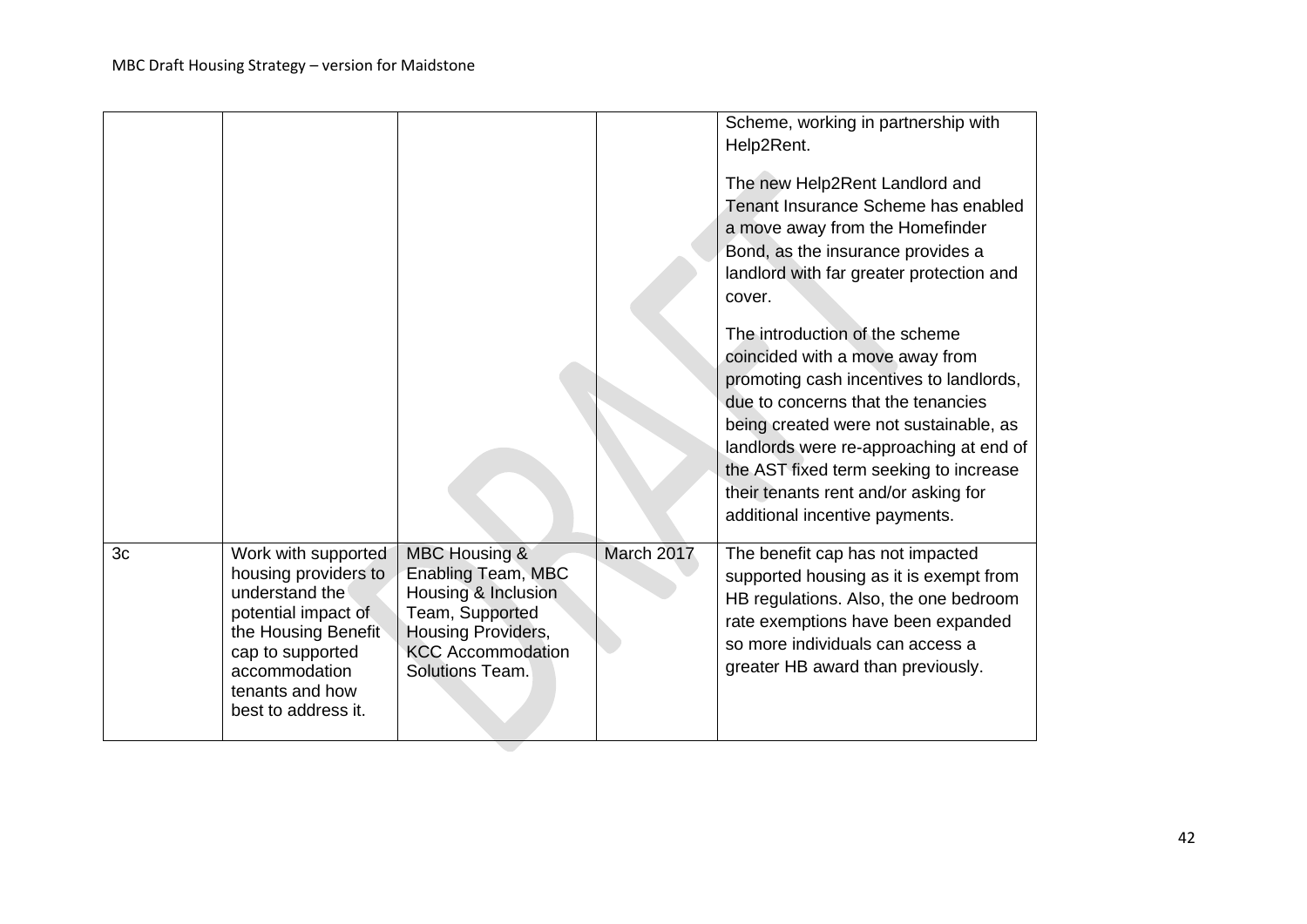| | | | | |
|---|---|---|---|---|
| | | | | Scheme, working in partnership with Help2Rent.<br><br>The new Help2Rent Landlord and Tenant Insurance Scheme has enabled a move away from the Homefinder Bond, as the insurance provides a landlord with far greater protection and cover.<br><br>The introduction of the scheme coincided with a move away from promoting cash incentives to landlords, due to concerns that the tenancies being created were not sustainable, as landlords were re-approaching at end of the AST fixed term seeking to increase their tenants rent and/or asking for additional incentive payments. |
| 3c | Work with supported housing providers to understand the potential impact of the Housing Benefit cap to supported accommodation tenants and how best to address it. | MBC Housing & Enabling Team, MBC Housing & Inclusion Team, Supported Housing Providers, KCC Accommodation Solutions Team. | March 2017 | The benefit cap has not impacted supported housing as it is exempt from HB regulations. Also, the one bedroom rate exemptions have been expanded so more individuals can access a greater HB award than previously. |